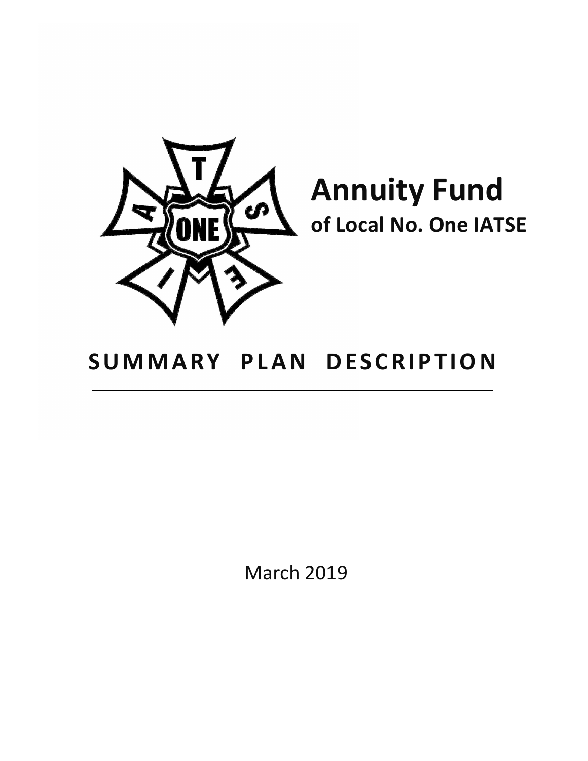# Annuity Fund

**of Local No. One IATSE**

## SUMMARY PLAN DESCRIPTION

March 2019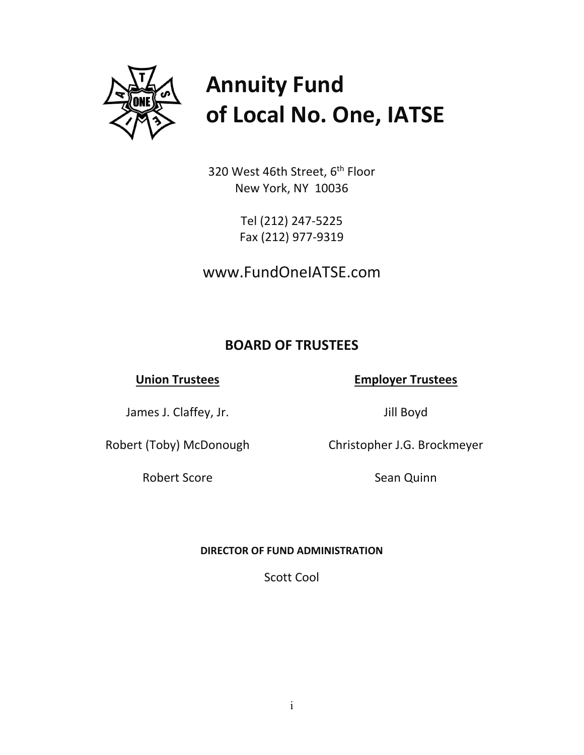# Annuity Fund of Local No. One, IATSE

320 West 46th Street, 6th Floor
New York, NY 10036

Tel (212) 247-5225
Fax (212) 977-9319

www.FundOneIATSE.com

## BOARD OF TRUSTEES

| Union Trustees | Employer Trustees |
| --- | --- |
| James J. Claffey, Jr. | Jill Boyd |
| Robert (Toby) McDonough | Christopher J.G. Brockmeyer |
| Robert Score | Sean Quinn |

**DIRECTOR OF FUND ADMINISTRATION**

Scott Cool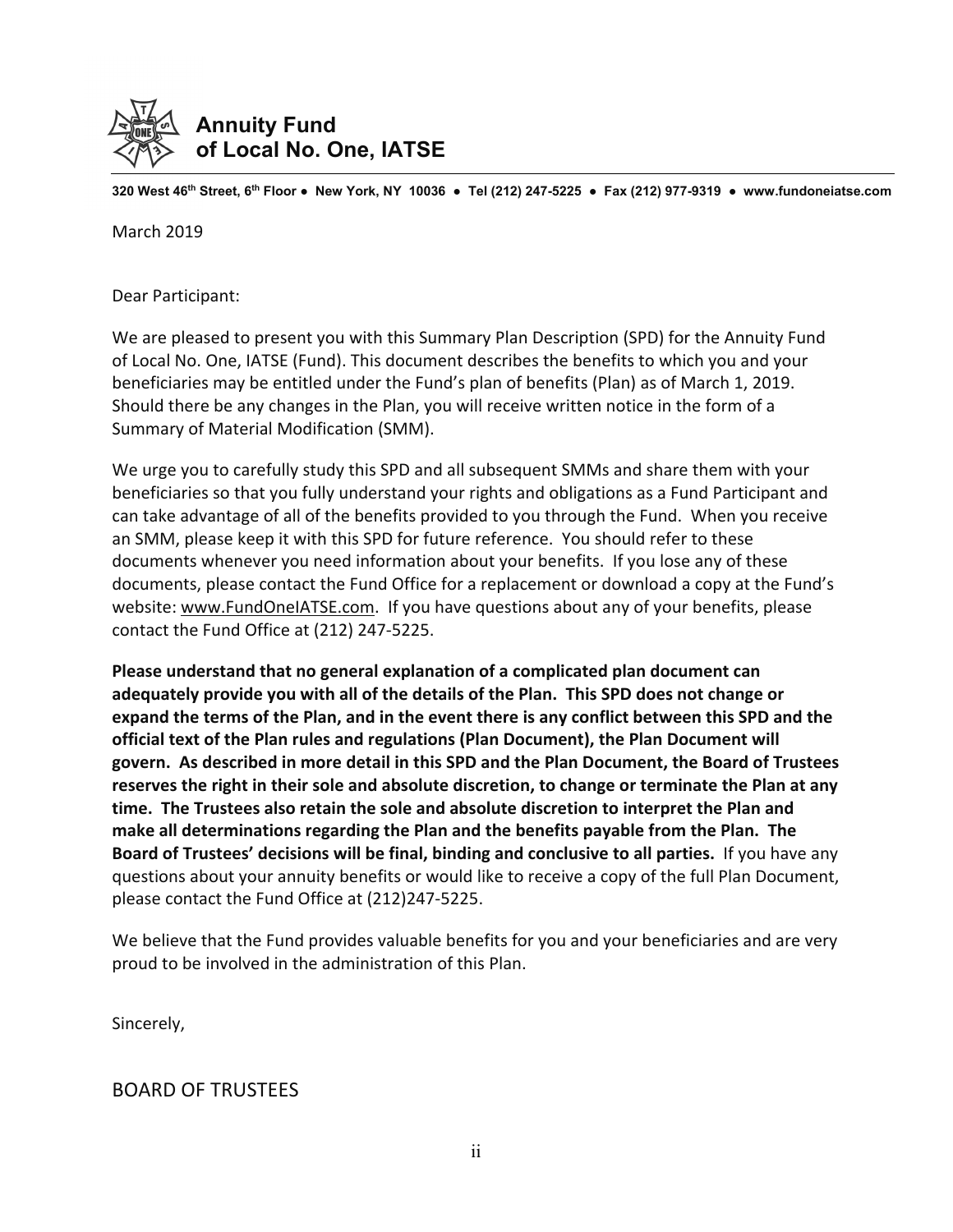# Annuity Fund of Local No. One, IATSE

320 West 46th Street, 6th Floor ● New York, NY 10036 ● Tel (212) 247-5225 ● Fax (212) 977-9319 ● www.fundoneiatse.com

March 2019

Dear Participant:

We are pleased to present you with this Summary Plan Description (SPD) for the Annuity Fund of Local No. One, IATSE (Fund). This document describes the benefits to which you and your beneficiaries may be entitled under the Fund's plan of benefits (Plan) as of March 1, 2019. Should there be any changes in the Plan, you will receive written notice in the form of a Summary of Material Modification (SMM).

We urge you to carefully study this SPD and all subsequent SMMs and share them with your beneficiaries so that you fully understand your rights and obligations as a Fund Participant and can take advantage of all of the benefits provided to you through the Fund. When you receive an SMM, please keep it with this SPD for future reference. You should refer to these documents whenever you need information about your benefits. If you lose any of these documents, please contact the Fund Office for a replacement or download a copy at the Fund's website: www.FundOneIATSE.com. If you have questions about any of your benefits, please contact the Fund Office at (212) 247-5225.

**Please understand that no general explanation of a complicated plan document can adequately provide you with all of the details of the Plan. This SPD does not change or expand the terms of the Plan, and in the event there is any conflict between this SPD and the official text of the Plan rules and regulations (Plan Document), the Plan Document will govern. As described in more detail in this SPD and the Plan Document, the Board of Trustees reserves the right in their sole and absolute discretion, to change or terminate the Plan at any time. The Trustees also retain the sole and absolute discretion to interpret the Plan and make all determinations regarding the Plan and the benefits payable from the Plan. The Board of Trustees' decisions will be final, binding and conclusive to all parties.** If you have any questions about your annuity benefits or would like to receive a copy of the full Plan Document, please contact the Fund Office at (212)247-5225.

We believe that the Fund provides valuable benefits for you and your beneficiaries and are very proud to be involved in the administration of this Plan.

Sincerely,

BOARD OF TRUSTEES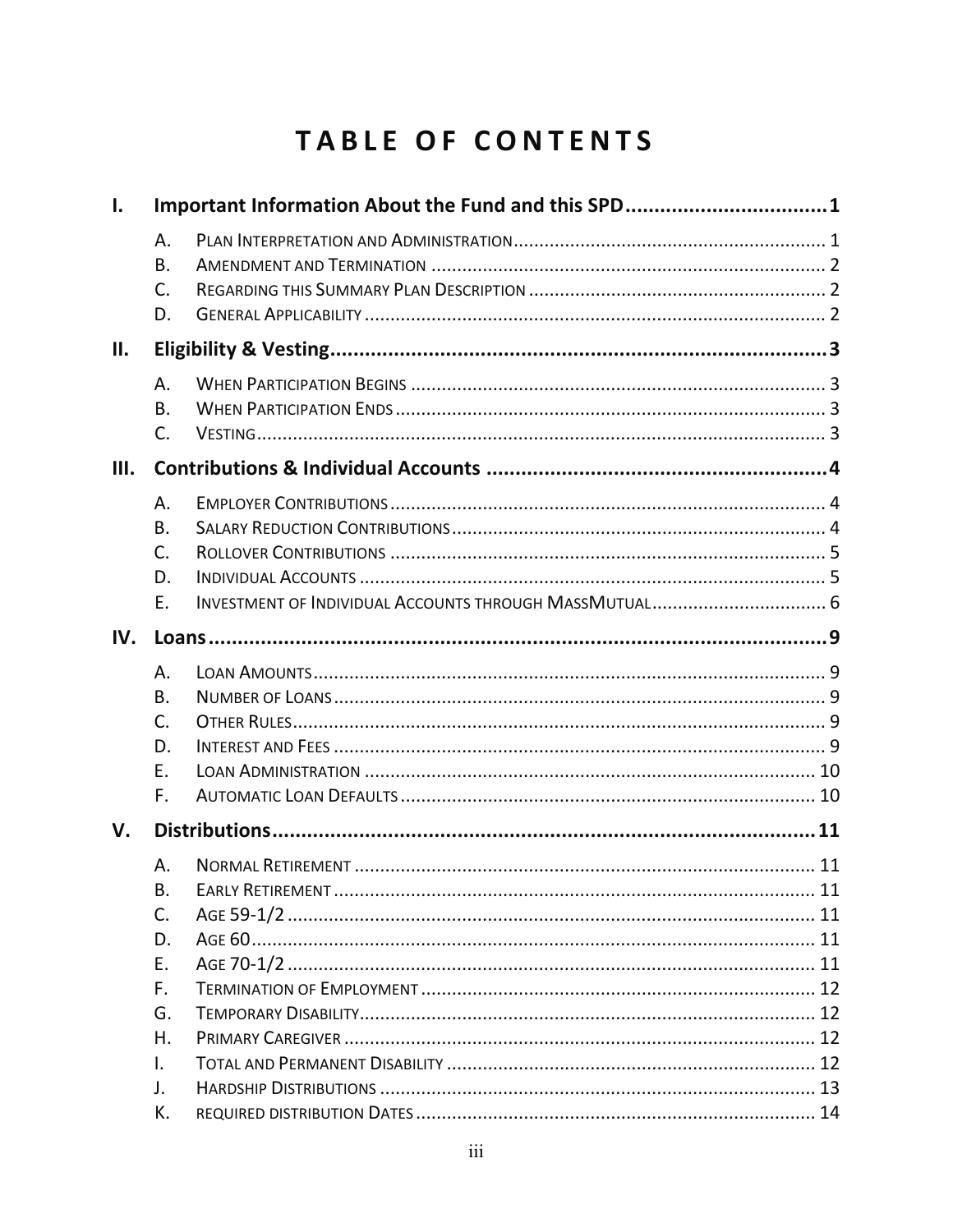# TABLE OF CONTENTS

**I. Important Information About the Fund and this SPD .................................. 1**

- A. PLAN INTERPRETATION AND ADMINISTRATION ............................................................ 1
- B. AMENDMENT AND TERMINATION ............................................................................ 2
- C. REGARDING THIS SUMMARY PLAN DESCRIPTION .......................................................... 2
- D. GENERAL APPLICABILITY ........................................................................................ 2

**II. Eligibility & Vesting ..................................................................................... 3**

- A. WHEN PARTICIPATION BEGINS ................................................................................ 3
- B. WHEN PARTICIPATION ENDS ................................................................................... 3
- C. VESTING ............................................................................................................. 3

**III. Contributions & Individual Accounts .......................................................... 4**

- A. EMPLOYER CONTRIBUTIONS .................................................................................... 4
- B. SALARY REDUCTION CONTRIBUTIONS ........................................................................ 4
- C. ROLLOVER CONTRIBUTIONS .................................................................................... 5
- D. INDIVIDUAL ACCOUNTS .......................................................................................... 5
- E. INVESTMENT OF INDIVIDUAL ACCOUNTS THROUGH MASSMUTUAL ................................... 6

**IV. Loans ............................................................................................................ 9**

- A. LOAN AMOUNTS ..................................................................................................... 9
- B. NUMBER OF LOANS ................................................................................................. 9
- C. OTHER RULES ........................................................................................................ 9
- D. INTEREST AND FEES ............................................................................................... 9
- E. LOAN ADMINISTRATION ......................................................................................... 10
- F. AUTOMATIC LOAN DEFAULTS ................................................................................... 10

**V. Distributions ................................................................................................ 11**

- A. NORMAL RETIREMENT ........................................................................................... 11
- B. EARLY RETIREMENT .............................................................................................. 11
- C. AGE 59-1/2 ......................................................................................................... 11
- D. AGE 60 ................................................................................................................ 11
- E. AGE 70-1/2 ......................................................................................................... 11
- F. TERMINATION OF EMPLOYMENT ............................................................................. 12
- G. TEMPORARY DISABILITY ......................................................................................... 12
- H. PRIMARY CAREGIVER ............................................................................................ 12
- I. TOTAL AND PERMANENT DISABILITY ........................................................................ 12
- J. HARDSHIP DISTRIBUTIONS ..................................................................................... 13
- K. REQUIRED DISTRIBUTION DATES ............................................................................. 14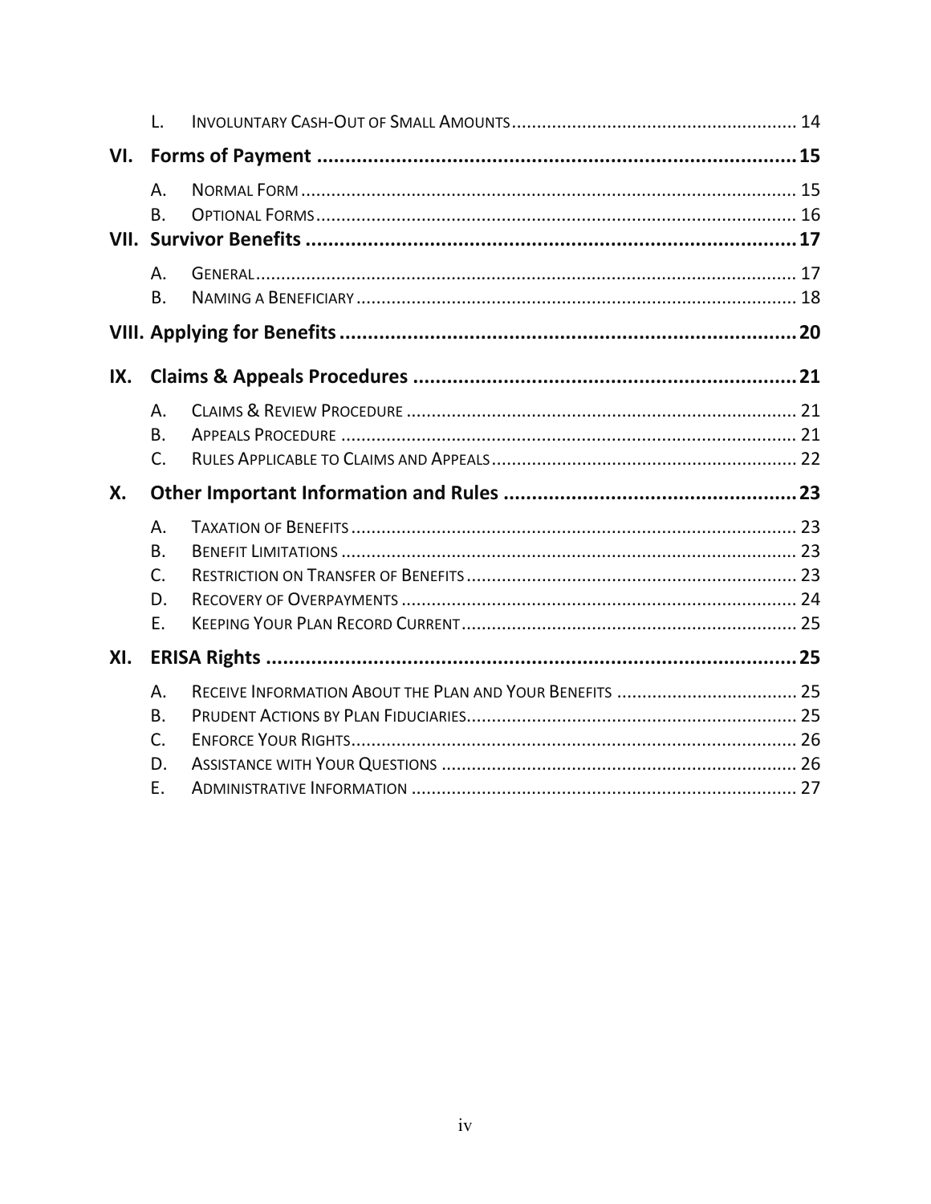L. Involuntary Cash-Out of Small Amounts ........................................................ 14

**VI. Forms of Payment ....................................................................................... 15**

A. Normal Form ................................................................................................ 15

B. Optional Forms ............................................................................................. 16

**VII. Survivor Benefits ........................................................................................ 17**

A. General .......................................................................................................... 17

B. Naming a Beneficiary .................................................................................... 18

**VIII. Applying for Benefits ................................................................................. 20**

**IX. Claims & Appeals Procedures ..................................................................... 21**

A. Claims & Review Procedure ......................................................................... 21

B. Appeals Procedure ........................................................................................ 21

C. Rules Applicable to Claims and Appeals ....................................................... 22

**X. Other Important Information and Rules ..................................................... 23**

A. Taxation of Benefits ...................................................................................... 23

B. Benefit Limitations ........................................................................................ 23

C. Restriction on Transfer of Benefits ............................................................... 23

D. Recovery of Overpayments .......................................................................... 24

E. Keeping Your Plan Record Current ............................................................... 25

**XI. ERISA Rights ............................................................................................... 25**

A. Receive Information About the Plan and Your Benefits ................................ 25

B. Prudent Actions by Plan Fiduciaries ............................................................. 25

C. Enforce Your Rights ....................................................................................... 26

D. Assistance with Your Questions ................................................................... 26

E. Administrative Information ........................................................................... 27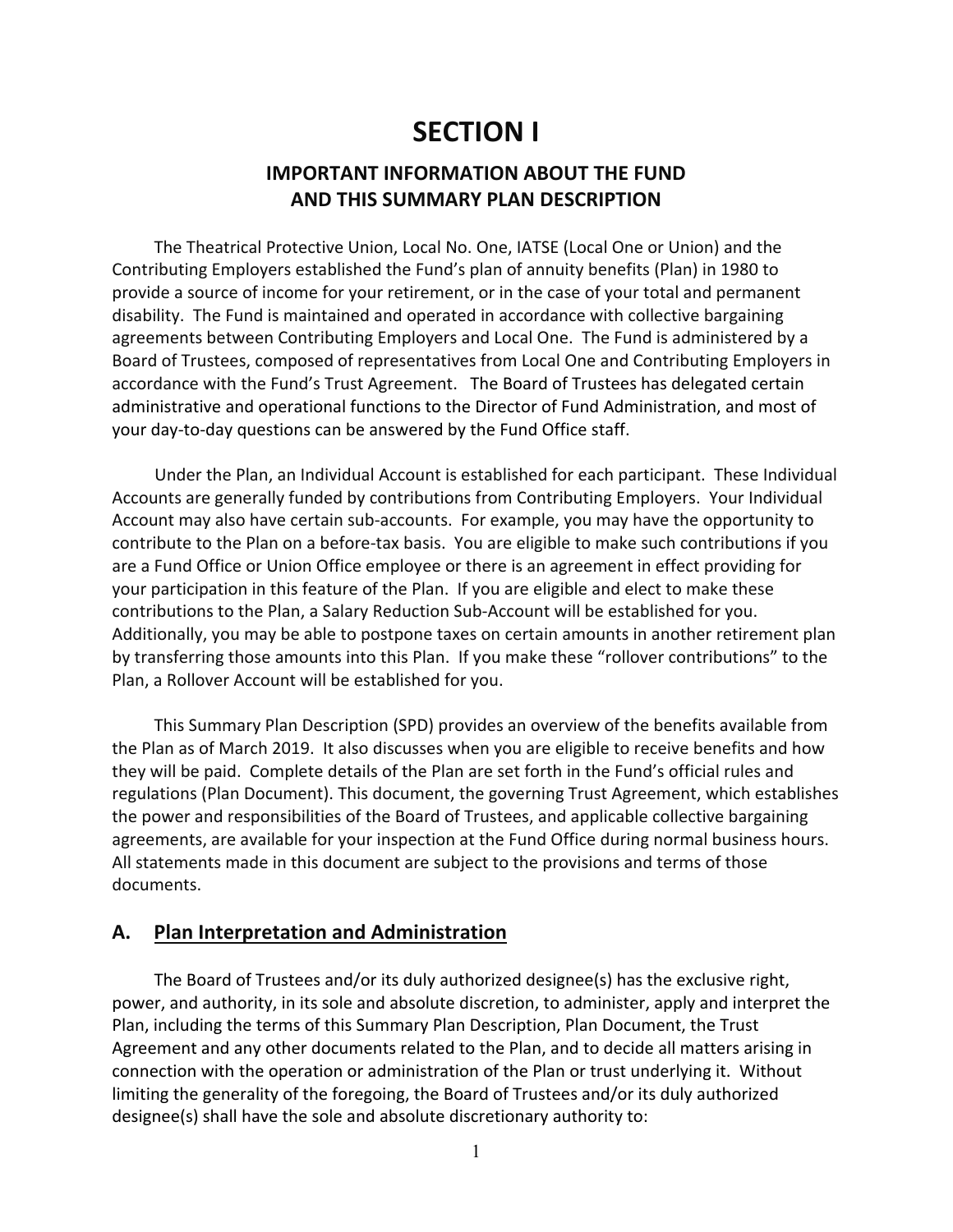# SECTION I

## IMPORTANT INFORMATION ABOUT THE FUND AND THIS SUMMARY PLAN DESCRIPTION

The Theatrical Protective Union, Local No. One, IATSE (Local One or Union) and the Contributing Employers established the Fund's plan of annuity benefits (Plan) in 1980 to provide a source of income for your retirement, or in the case of your total and permanent disability. The Fund is maintained and operated in accordance with collective bargaining agreements between Contributing Employers and Local One. The Fund is administered by a Board of Trustees, composed of representatives from Local One and Contributing Employers in accordance with the Fund's Trust Agreement. The Board of Trustees has delegated certain administrative and operational functions to the Director of Fund Administration, and most of your day-to-day questions can be answered by the Fund Office staff.

Under the Plan, an Individual Account is established for each participant. These Individual Accounts are generally funded by contributions from Contributing Employers. Your Individual Account may also have certain sub-accounts. For example, you may have the opportunity to contribute to the Plan on a before-tax basis. You are eligible to make such contributions if you are a Fund Office or Union Office employee or there is an agreement in effect providing for your participation in this feature of the Plan. If you are eligible and elect to make these contributions to the Plan, a Salary Reduction Sub-Account will be established for you. Additionally, you may be able to postpone taxes on certain amounts in another retirement plan by transferring those amounts into this Plan. If you make these "rollover contributions" to the Plan, a Rollover Account will be established for you.

This Summary Plan Description (SPD) provides an overview of the benefits available from the Plan as of March 2019. It also discusses when you are eligible to receive benefits and how they will be paid. Complete details of the Plan are set forth in the Fund's official rules and regulations (Plan Document). This document, the governing Trust Agreement, which establishes the power and responsibilities of the Board of Trustees, and applicable collective bargaining agreements, are available for your inspection at the Fund Office during normal business hours. All statements made in this document are subject to the provisions and terms of those documents.

### A. Plan Interpretation and Administration

The Board of Trustees and/or its duly authorized designee(s) has the exclusive right, power, and authority, in its sole and absolute discretion, to administer, apply and interpret the Plan, including the terms of this Summary Plan Description, Plan Document, the Trust Agreement and any other documents related to the Plan, and to decide all matters arising in connection with the operation or administration of the Plan or trust underlying it. Without limiting the generality of the foregoing, the Board of Trustees and/or its duly authorized designee(s) shall have the sole and absolute discretionary authority to: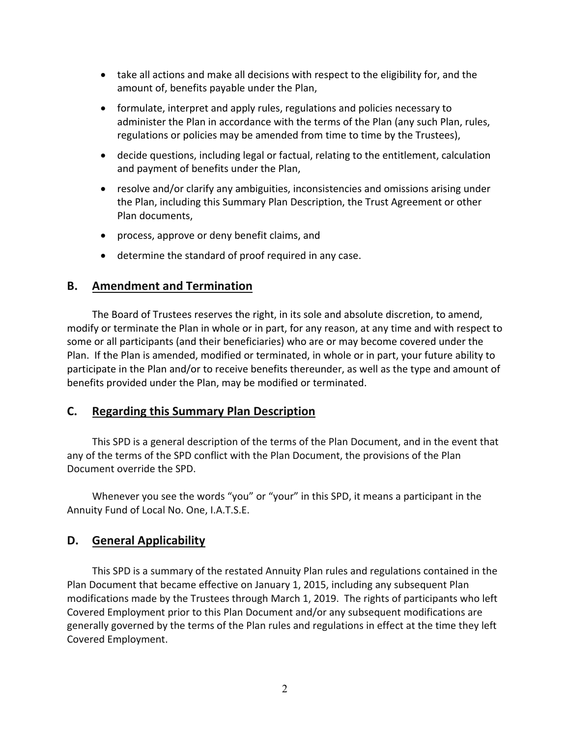- take all actions and make all decisions with respect to the eligibility for, and the amount of, benefits payable under the Plan,
- formulate, interpret and apply rules, regulations and policies necessary to administer the Plan in accordance with the terms of the Plan (any such Plan, rules, regulations or policies may be amended from time to time by the Trustees),
- decide questions, including legal or factual, relating to the entitlement, calculation and payment of benefits under the Plan,
- resolve and/or clarify any ambiguities, inconsistencies and omissions arising under the Plan, including this Summary Plan Description, the Trust Agreement or other Plan documents,
- process, approve or deny benefit claims, and
- determine the standard of proof required in any case.

## B. Amendment and Termination

The Board of Trustees reserves the right, in its sole and absolute discretion, to amend, modify or terminate the Plan in whole or in part, for any reason, at any time and with respect to some or all participants (and their beneficiaries) who are or may become covered under the Plan. If the Plan is amended, modified or terminated, in whole or in part, your future ability to participate in the Plan and/or to receive benefits thereunder, as well as the type and amount of benefits provided under the Plan, may be modified or terminated.

## C. Regarding this Summary Plan Description

This SPD is a general description of the terms of the Plan Document, and in the event that any of the terms of the SPD conflict with the Plan Document, the provisions of the Plan Document override the SPD.

Whenever you see the words "you" or "your" in this SPD, it means a participant in the Annuity Fund of Local No. One, I.A.T.S.E.

## D. General Applicability

This SPD is a summary of the restated Annuity Plan rules and regulations contained in the Plan Document that became effective on January 1, 2015, including any subsequent Plan modifications made by the Trustees through March 1, 2019. The rights of participants who left Covered Employment prior to this Plan Document and/or any subsequent modifications are generally governed by the terms of the Plan rules and regulations in effect at the time they left Covered Employment.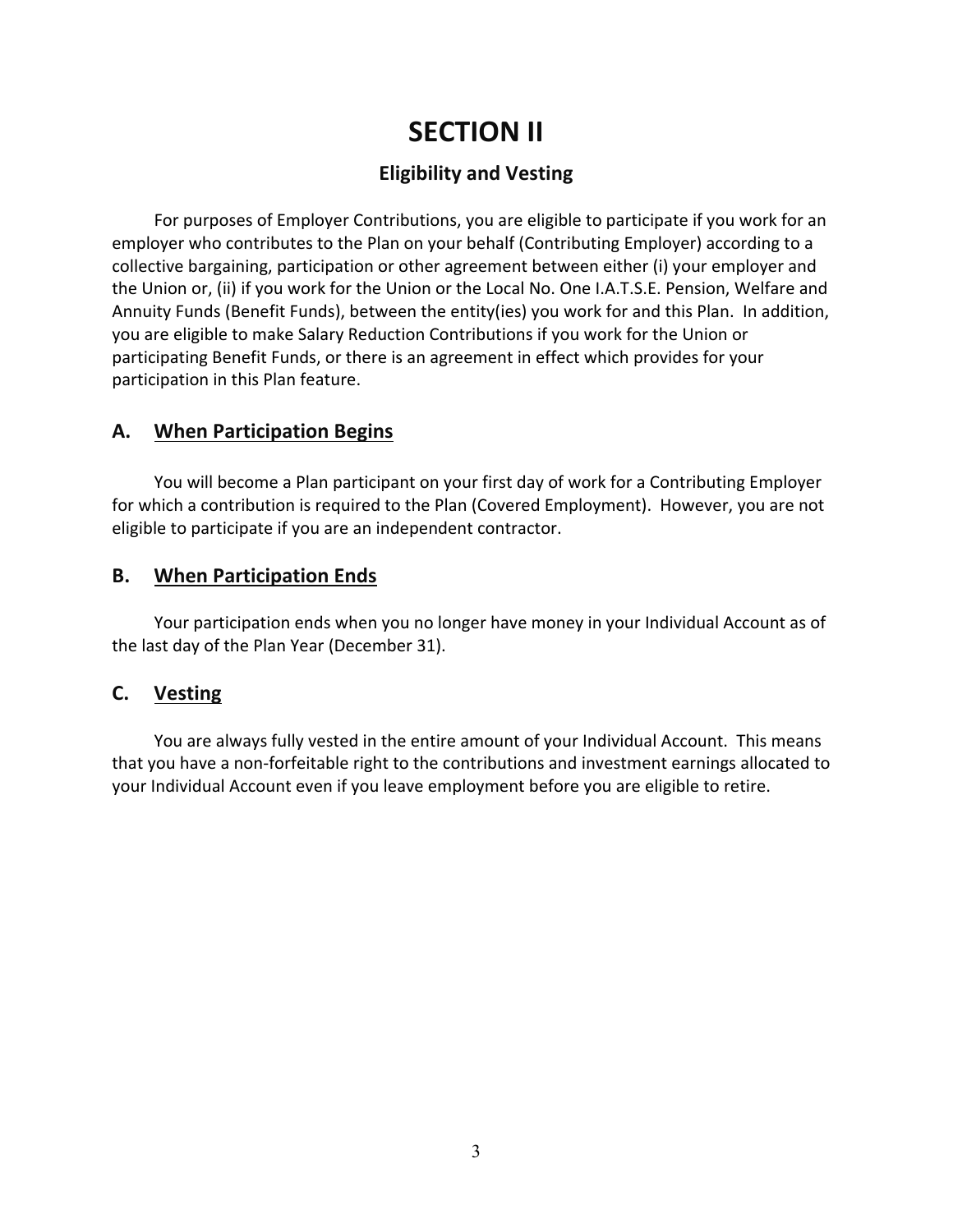# SECTION II

## Eligibility and Vesting

For purposes of Employer Contributions, you are eligible to participate if you work for an employer who contributes to the Plan on your behalf (Contributing Employer) according to a collective bargaining, participation or other agreement between either (i) your employer and the Union or, (ii) if you work for the Union or the Local No. One I.A.T.S.E. Pension, Welfare and Annuity Funds (Benefit Funds), between the entity(ies) you work for and this Plan. In addition, you are eligible to make Salary Reduction Contributions if you work for the Union or participating Benefit Funds, or there is an agreement in effect which provides for your participation in this Plan feature.

### A. <u>When Participation Begins</u>

You will become a Plan participant on your first day of work for a Contributing Employer for which a contribution is required to the Plan (Covered Employment). However, you are not eligible to participate if you are an independent contractor.

### B. <u>When Participation Ends</u>

Your participation ends when you no longer have money in your Individual Account as of the last day of the Plan Year (December 31).

### C. <u>Vesting</u>

You are always fully vested in the entire amount of your Individual Account. This means that you have a non-forfeitable right to the contributions and investment earnings allocated to your Individual Account even if you leave employment before you are eligible to retire.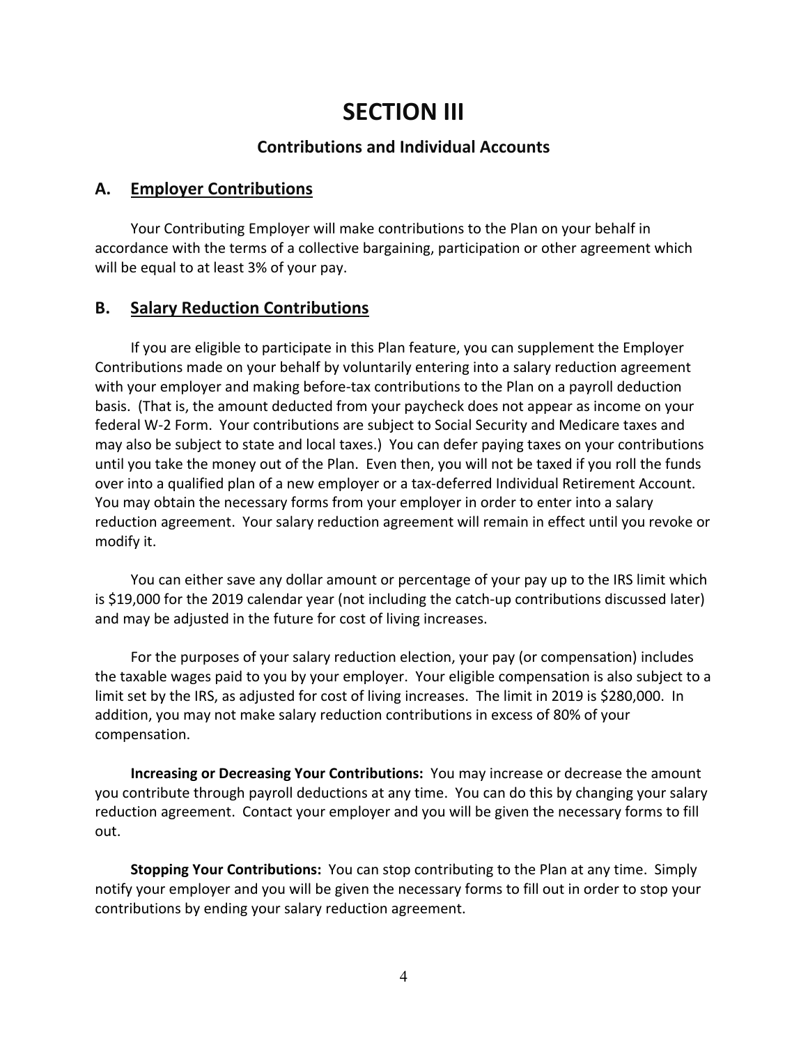# SECTION III

## Contributions and Individual Accounts

### A. Employer Contributions

Your Contributing Employer will make contributions to the Plan on your behalf in accordance with the terms of a collective bargaining, participation or other agreement which will be equal to at least 3% of your pay.

### B. Salary Reduction Contributions

If you are eligible to participate in this Plan feature, you can supplement the Employer Contributions made on your behalf by voluntarily entering into a salary reduction agreement with your employer and making before-tax contributions to the Plan on a payroll deduction basis. (That is, the amount deducted from your paycheck does not appear as income on your federal W-2 Form. Your contributions are subject to Social Security and Medicare taxes and may also be subject to state and local taxes.) You can defer paying taxes on your contributions until you take the money out of the Plan. Even then, you will not be taxed if you roll the funds over into a qualified plan of a new employer or a tax-deferred Individual Retirement Account. You may obtain the necessary forms from your employer in order to enter into a salary reduction agreement. Your salary reduction agreement will remain in effect until you revoke or modify it.

You can either save any dollar amount or percentage of your pay up to the IRS limit which is $19,000 for the 2019 calendar year (not including the catch-up contributions discussed later) and may be adjusted in the future for cost of living increases.

For the purposes of your salary reduction election, your pay (or compensation) includes the taxable wages paid to you by your employer. Your eligible compensation is also subject to a limit set by the IRS, as adjusted for cost of living increases. The limit in 2019 is $280,000. In addition, you may not make salary reduction contributions in excess of 80% of your compensation.

**Increasing or Decreasing Your Contributions:** You may increase or decrease the amount you contribute through payroll deductions at any time. You can do this by changing your salary reduction agreement. Contact your employer and you will be given the necessary forms to fill out.

**Stopping Your Contributions:** You can stop contributing to the Plan at any time. Simply notify your employer and you will be given the necessary forms to fill out in order to stop your contributions by ending your salary reduction agreement.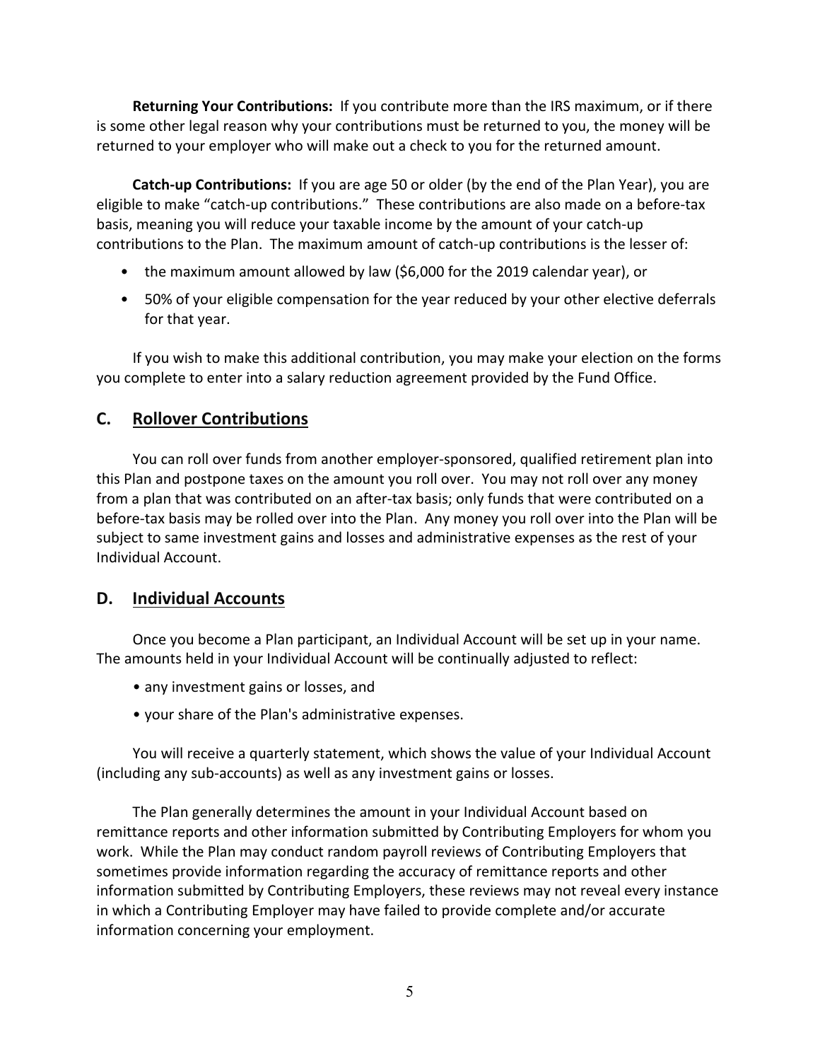**Returning Your Contributions:** If you contribute more than the IRS maximum, or if there is some other legal reason why your contributions must be returned to you, the money will be returned to your employer who will make out a check to you for the returned amount.

**Catch-up Contributions:** If you are age 50 or older (by the end of the Plan Year), you are eligible to make "catch-up contributions." These contributions are also made on a before-tax basis, meaning you will reduce your taxable income by the amount of your catch-up contributions to the Plan. The maximum amount of catch-up contributions is the lesser of:

- the maximum amount allowed by law ($6,000 for the 2019 calendar year), or
- 50% of your eligible compensation for the year reduced by your other elective deferrals for that year.

If you wish to make this additional contribution, you may make your election on the forms you complete to enter into a salary reduction agreement provided by the Fund Office.

## C. Rollover Contributions

You can roll over funds from another employer-sponsored, qualified retirement plan into this Plan and postpone taxes on the amount you roll over. You may not roll over any money from a plan that was contributed on an after-tax basis; only funds that were contributed on a before-tax basis may be rolled over into the Plan. Any money you roll over into the Plan will be subject to same investment gains and losses and administrative expenses as the rest of your Individual Account.

## D. Individual Accounts

Once you become a Plan participant, an Individual Account will be set up in your name. The amounts held in your Individual Account will be continually adjusted to reflect:

- any investment gains or losses, and
- your share of the Plan's administrative expenses.

You will receive a quarterly statement, which shows the value of your Individual Account (including any sub-accounts) as well as any investment gains or losses.

The Plan generally determines the amount in your Individual Account based on remittance reports and other information submitted by Contributing Employers for whom you work. While the Plan may conduct random payroll reviews of Contributing Employers that sometimes provide information regarding the accuracy of remittance reports and other information submitted by Contributing Employers, these reviews may not reveal every instance in which a Contributing Employer may have failed to provide complete and/or accurate information concerning your employment.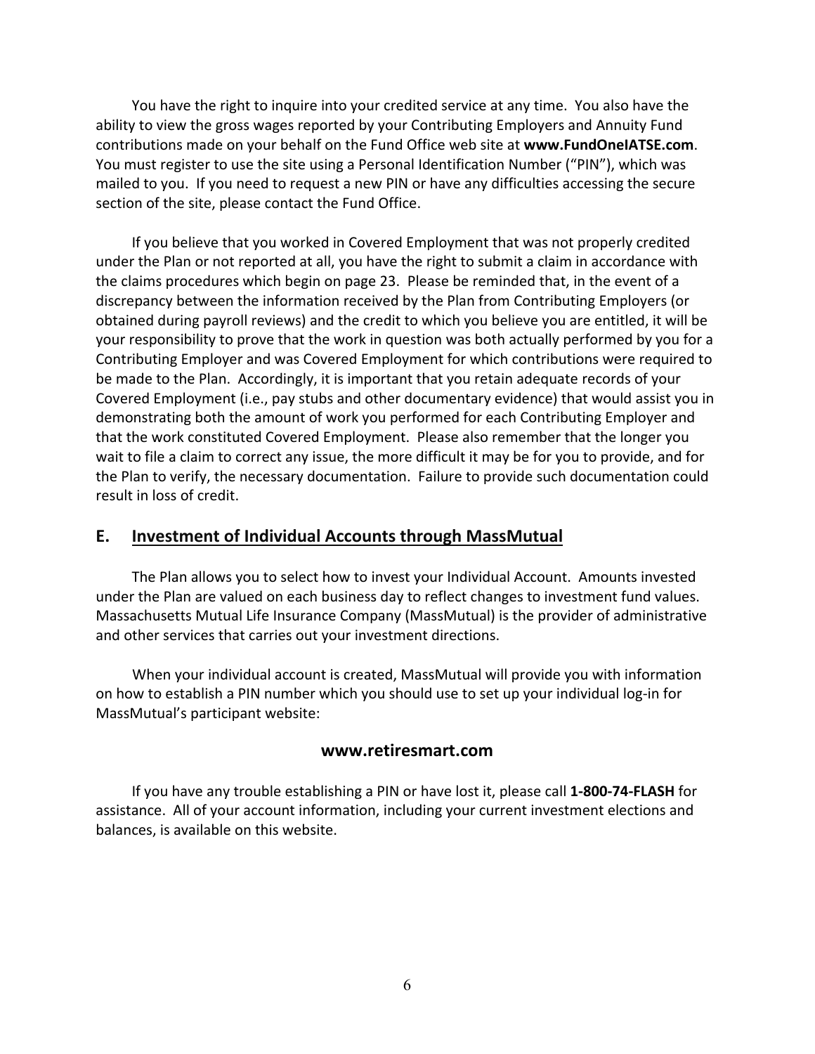You have the right to inquire into your credited service at any time. You also have the ability to view the gross wages reported by your Contributing Employers and Annuity Fund contributions made on your behalf on the Fund Office web site at **www.FundOneIATSE.com**. You must register to use the site using a Personal Identification Number ("PIN"), which was mailed to you. If you need to request a new PIN or have any difficulties accessing the secure section of the site, please contact the Fund Office.

If you believe that you worked in Covered Employment that was not properly credited under the Plan or not reported at all, you have the right to submit a claim in accordance with the claims procedures which begin on page 23. Please be reminded that, in the event of a discrepancy between the information received by the Plan from Contributing Employers (or obtained during payroll reviews) and the credit to which you believe you are entitled, it will be your responsibility to prove that the work in question was both actually performed by you for a Contributing Employer and was Covered Employment for which contributions were required to be made to the Plan. Accordingly, it is important that you retain adequate records of your Covered Employment (i.e., pay stubs and other documentary evidence) that would assist you in demonstrating both the amount of work you performed for each Contributing Employer and that the work constituted Covered Employment. Please also remember that the longer you wait to file a claim to correct any issue, the more difficult it may be for you to provide, and for the Plan to verify, the necessary documentation. Failure to provide such documentation could result in loss of credit.

## E. <u>Investment of Individual Accounts through MassMutual</u>

The Plan allows you to select how to invest your Individual Account. Amounts invested under the Plan are valued on each business day to reflect changes to investment fund values. Massachusetts Mutual Life Insurance Company (MassMutual) is the provider of administrative and other services that carries out your investment directions.

When your individual account is created, MassMutual will provide you with information on how to establish a PIN number which you should use to set up your individual log-in for MassMutual's participant website:

**www.retiresmart.com**

If you have any trouble establishing a PIN or have lost it, please call **1-800-74-FLASH** for assistance. All of your account information, including your current investment elections and balances, is available on this website.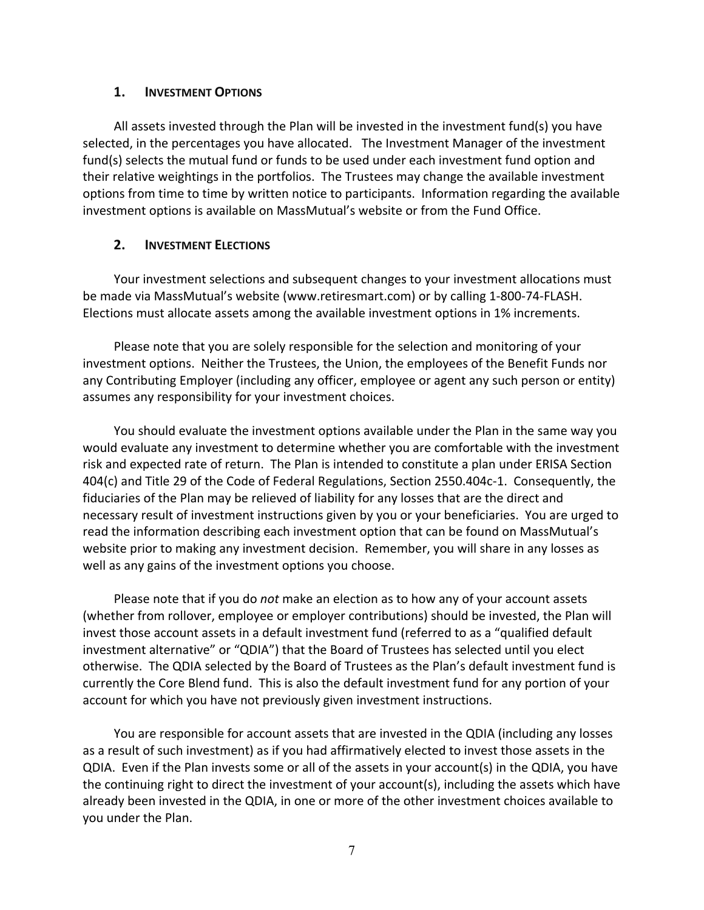## 1. Investment Options

All assets invested through the Plan will be invested in the investment fund(s) you have selected, in the percentages you have allocated. The Investment Manager of the investment fund(s) selects the mutual fund or funds to be used under each investment fund option and their relative weightings in the portfolios. The Trustees may change the available investment options from time to time by written notice to participants. Information regarding the available investment options is available on MassMutual's website or from the Fund Office.

## 2. Investment Elections

Your investment selections and subsequent changes to your investment allocations must be made via MassMutual's website (www.retiresmart.com) or by calling 1-800-74-FLASH. Elections must allocate assets among the available investment options in 1% increments.

Please note that you are solely responsible for the selection and monitoring of your investment options. Neither the Trustees, the Union, the employees of the Benefit Funds nor any Contributing Employer (including any officer, employee or agent any such person or entity) assumes any responsibility for your investment choices.

You should evaluate the investment options available under the Plan in the same way you would evaluate any investment to determine whether you are comfortable with the investment risk and expected rate of return. The Plan is intended to constitute a plan under ERISA Section 404(c) and Title 29 of the Code of Federal Regulations, Section 2550.404c-1. Consequently, the fiduciaries of the Plan may be relieved of liability for any losses that are the direct and necessary result of investment instructions given by you or your beneficiaries. You are urged to read the information describing each investment option that can be found on MassMutual's website prior to making any investment decision. Remember, you will share in any losses as well as any gains of the investment options you choose.

Please note that if you do *not* make an election as to how any of your account assets (whether from rollover, employee or employer contributions) should be invested, the Plan will invest those account assets in a default investment fund (referred to as a "qualified default investment alternative" or "QDIA") that the Board of Trustees has selected until you elect otherwise. The QDIA selected by the Board of Trustees as the Plan's default investment fund is currently the Core Blend fund. This is also the default investment fund for any portion of your account for which you have not previously given investment instructions.

You are responsible for account assets that are invested in the QDIA (including any losses as a result of such investment) as if you had affirmatively elected to invest those assets in the QDIA. Even if the Plan invests some or all of the assets in your account(s) in the QDIA, you have the continuing right to direct the investment of your account(s), including the assets which have already been invested in the QDIA, in one or more of the other investment choices available to you under the Plan.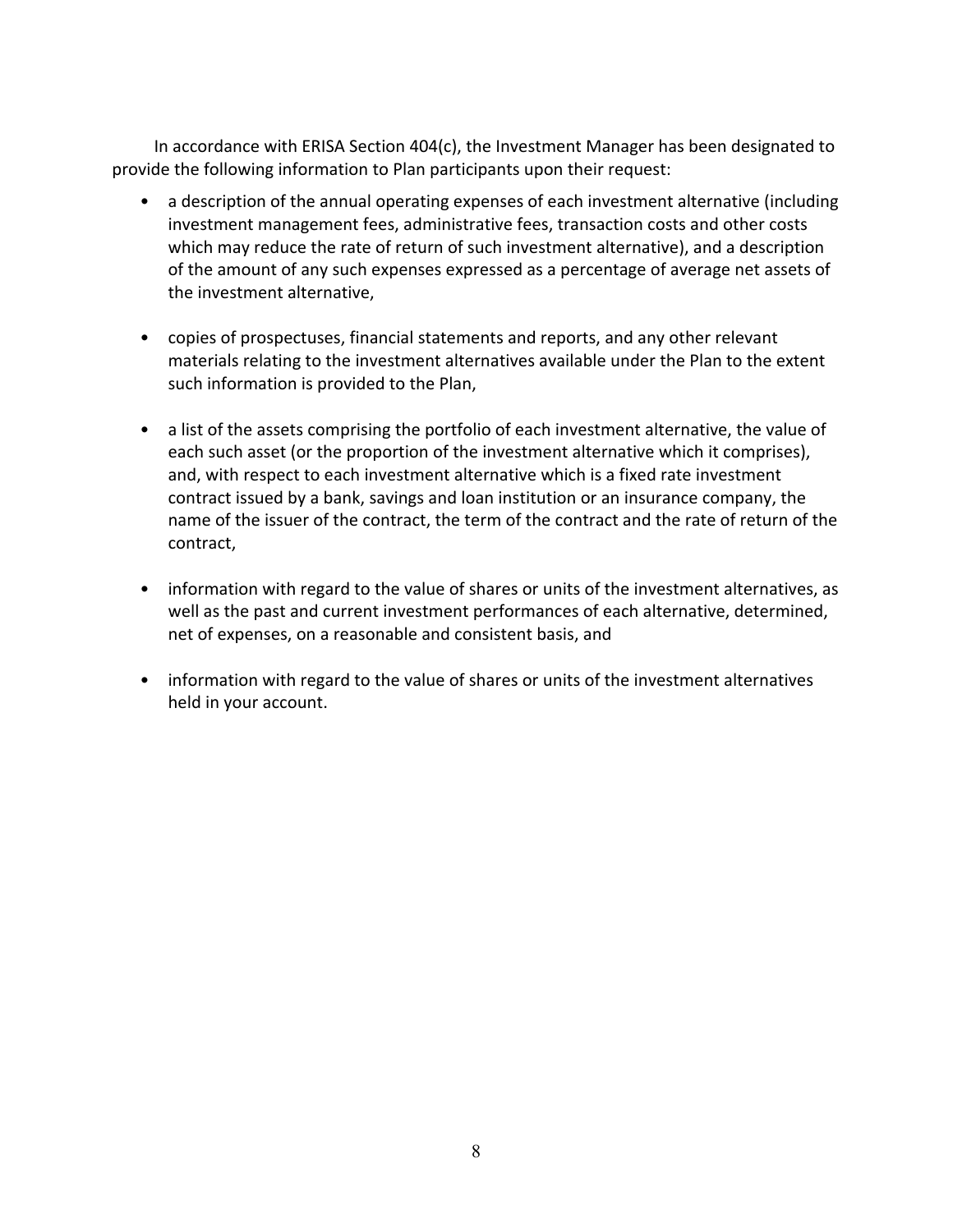In accordance with ERISA Section 404(c), the Investment Manager has been designated to provide the following information to Plan participants upon their request:

- a description of the annual operating expenses of each investment alternative (including investment management fees, administrative fees, transaction costs and other costs which may reduce the rate of return of such investment alternative), and a description of the amount of any such expenses expressed as a percentage of average net assets of the investment alternative,

- copies of prospectuses, financial statements and reports, and any other relevant materials relating to the investment alternatives available under the Plan to the extent such information is provided to the Plan,

- a list of the assets comprising the portfolio of each investment alternative, the value of each such asset (or the proportion of the investment alternative which it comprises), and, with respect to each investment alternative which is a fixed rate investment contract issued by a bank, savings and loan institution or an insurance company, the name of the issuer of the contract, the term of the contract and the rate of return of the contract,

- information with regard to the value of shares or units of the investment alternatives, as well as the past and current investment performances of each alternative, determined, net of expenses, on a reasonable and consistent basis, and

- information with regard to the value of shares or units of the investment alternatives held in your account.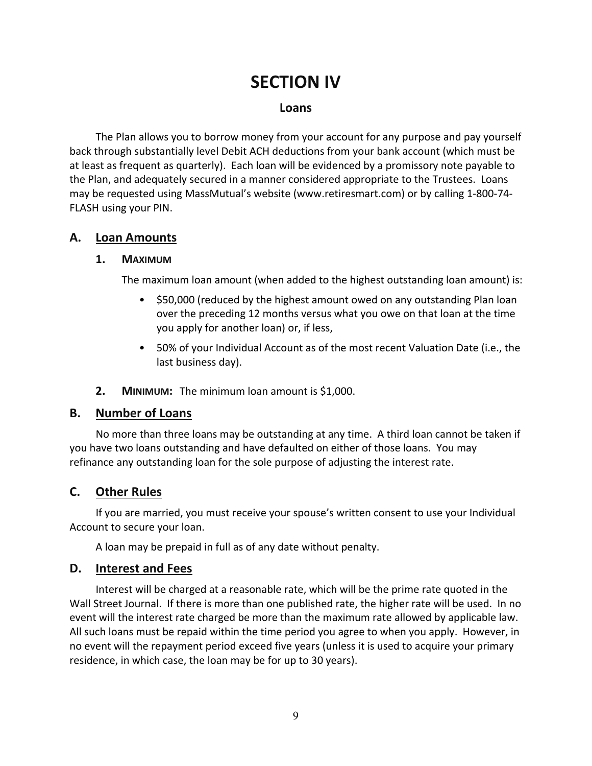# SECTION IV

## Loans

The Plan allows you to borrow money from your account for any purpose and pay yourself back through substantially level Debit ACH deductions from your bank account (which must be at least as frequent as quarterly). Each loan will be evidenced by a promissory note payable to the Plan, and adequately secured in a manner considered appropriate to the Trustees. Loans may be requested using MassMutual's website (www.retiresmart.com) or by calling 1-800-74-FLASH using your PIN.

### A. Loan Amounts

#### 1. Maximum

The maximum loan amount (when added to the highest outstanding loan amount) is:

- $50,000 (reduced by the highest amount owed on any outstanding Plan loan over the preceding 12 months versus what you owe on that loan at the time you apply for another loan) or, if less,
- 50% of your Individual Account as of the most recent Valuation Date (i.e., the last business day).

**2. Minimum:** The minimum loan amount is $1,000.

### B. Number of Loans

No more than three loans may be outstanding at any time. A third loan cannot be taken if you have two loans outstanding and have defaulted on either of those loans. You may refinance any outstanding loan for the sole purpose of adjusting the interest rate.

### C. Other Rules

If you are married, you must receive your spouse's written consent to use your Individual Account to secure your loan.

A loan may be prepaid in full as of any date without penalty.

### D. Interest and Fees

Interest will be charged at a reasonable rate, which will be the prime rate quoted in the Wall Street Journal. If there is more than one published rate, the higher rate will be used. In no event will the interest rate charged be more than the maximum rate allowed by applicable law. All such loans must be repaid within the time period you agree to when you apply. However, in no event will the repayment period exceed five years (unless it is used to acquire your primary residence, in which case, the loan may be for up to 30 years).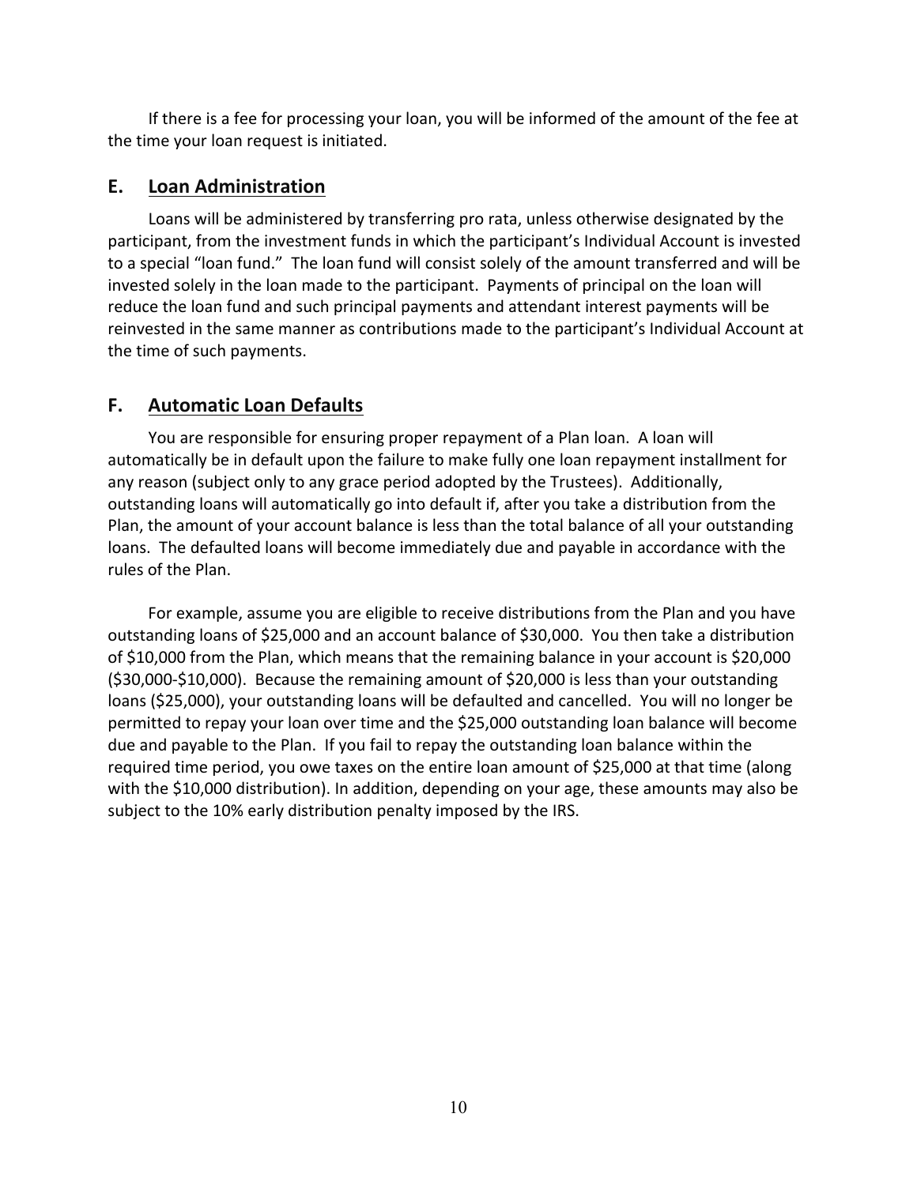If there is a fee for processing your loan, you will be informed of the amount of the fee at the time your loan request is initiated.

## E. Loan Administration

Loans will be administered by transferring pro rata, unless otherwise designated by the participant, from the investment funds in which the participant's Individual Account is invested to a special "loan fund." The loan fund will consist solely of the amount transferred and will be invested solely in the loan made to the participant. Payments of principal on the loan will reduce the loan fund and such principal payments and attendant interest payments will be reinvested in the same manner as contributions made to the participant's Individual Account at the time of such payments.

## F. Automatic Loan Defaults

You are responsible for ensuring proper repayment of a Plan loan. A loan will automatically be in default upon the failure to make fully one loan repayment installment for any reason (subject only to any grace period adopted by the Trustees). Additionally, outstanding loans will automatically go into default if, after you take a distribution from the Plan, the amount of your account balance is less than the total balance of all your outstanding loans. The defaulted loans will become immediately due and payable in accordance with the rules of the Plan.

For example, assume you are eligible to receive distributions from the Plan and you have outstanding loans of $25,000 and an account balance of $30,000. You then take a distribution of $10,000 from the Plan, which means that the remaining balance in your account is $20,000 ($30,000-$10,000). Because the remaining amount of $20,000 is less than your outstanding loans ($25,000), your outstanding loans will be defaulted and cancelled. You will no longer be permitted to repay your loan over time and the $25,000 outstanding loan balance will become due and payable to the Plan. If you fail to repay the outstanding loan balance within the required time period, you owe taxes on the entire loan amount of $25,000 at that time (along with the $10,000 distribution). In addition, depending on your age, these amounts may also be subject to the 10% early distribution penalty imposed by the IRS.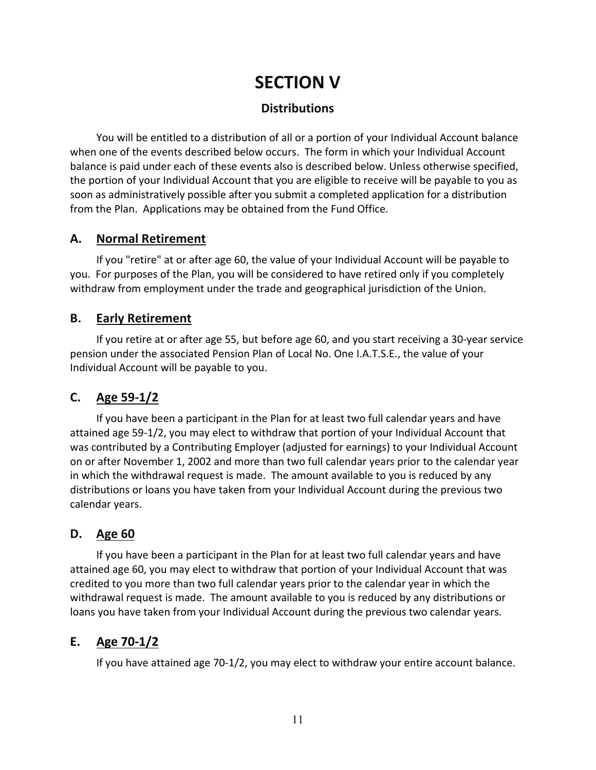# SECTION V

## Distributions

You will be entitled to a distribution of all or a portion of your Individual Account balance when one of the events described below occurs. The form in which your Individual Account balance is paid under each of these events also is described below. Unless otherwise specified, the portion of your Individual Account that you are eligible to receive will be payable to you as soon as administratively possible after you submit a completed application for a distribution from the Plan. Applications may be obtained from the Fund Office.

### A. Normal Retirement

If you "retire" at or after age 60, the value of your Individual Account will be payable to you. For purposes of the Plan, you will be considered to have retired only if you completely withdraw from employment under the trade and geographical jurisdiction of the Union.

### B. Early Retirement

If you retire at or after age 55, but before age 60, and you start receiving a 30-year service pension under the associated Pension Plan of Local No. One I.A.T.S.E., the value of your Individual Account will be payable to you.

### C. Age 59-1/2

If you have been a participant in the Plan for at least two full calendar years and have attained age 59-1/2, you may elect to withdraw that portion of your Individual Account that was contributed by a Contributing Employer (adjusted for earnings) to your Individual Account on or after November 1, 2002 and more than two full calendar years prior to the calendar year in which the withdrawal request is made. The amount available to you is reduced by any distributions or loans you have taken from your Individual Account during the previous two calendar years.

### D. Age 60

If you have been a participant in the Plan for at least two full calendar years and have attained age 60, you may elect to withdraw that portion of your Individual Account that was credited to you more than two full calendar years prior to the calendar year in which the withdrawal request is made. The amount available to you is reduced by any distributions or loans you have taken from your Individual Account during the previous two calendar years.

### E. Age 70-1/2

If you have attained age 70-1/2, you may elect to withdraw your entire account balance.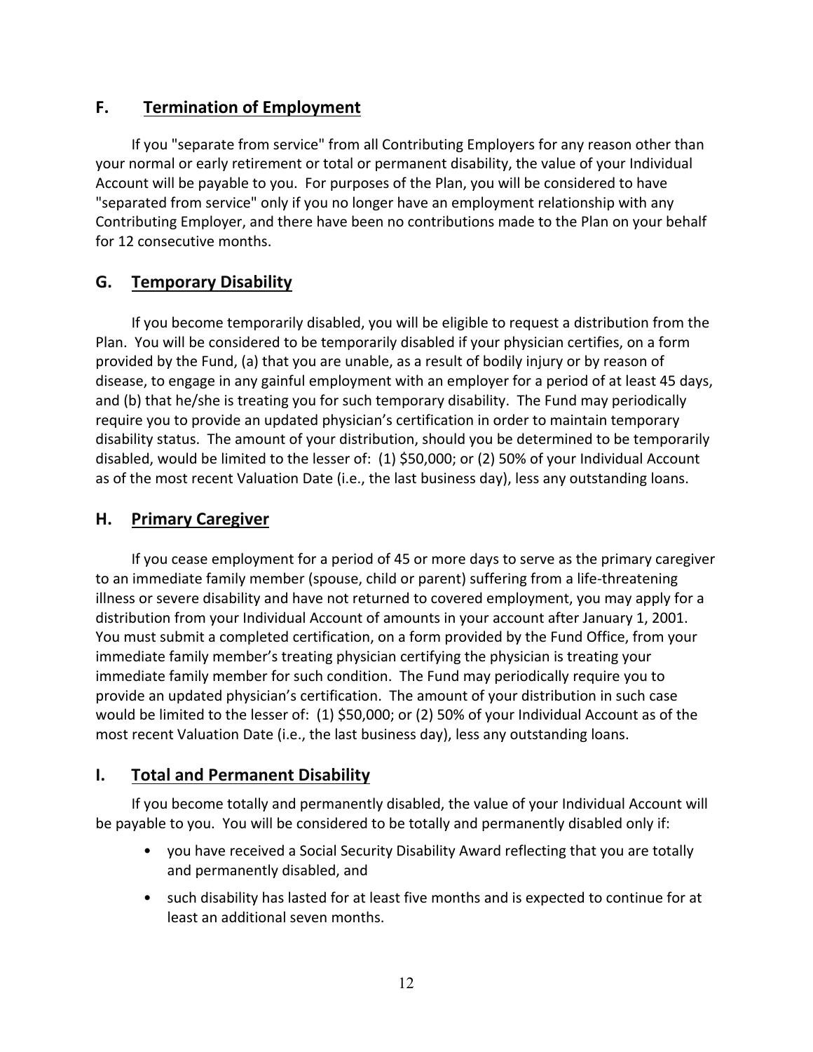## F. Termination of Employment

If you "separate from service" from all Contributing Employers for any reason other than your normal or early retirement or total or permanent disability, the value of your Individual Account will be payable to you. For purposes of the Plan, you will be considered to have "separated from service" only if you no longer have an employment relationship with any Contributing Employer, and there have been no contributions made to the Plan on your behalf for 12 consecutive months.

## G. Temporary Disability

If you become temporarily disabled, you will be eligible to request a distribution from the Plan. You will be considered to be temporarily disabled if your physician certifies, on a form provided by the Fund, (a) that you are unable, as a result of bodily injury or by reason of disease, to engage in any gainful employment with an employer for a period of at least 45 days, and (b) that he/she is treating you for such temporary disability. The Fund may periodically require you to provide an updated physician's certification in order to maintain temporary disability status. The amount of your distribution, should you be determined to be temporarily disabled, would be limited to the lesser of: (1) $50,000; or (2) 50% of your Individual Account as of the most recent Valuation Date (i.e., the last business day), less any outstanding loans.

## H. Primary Caregiver

If you cease employment for a period of 45 or more days to serve as the primary caregiver to an immediate family member (spouse, child or parent) suffering from a life-threatening illness or severe disability and have not returned to covered employment, you may apply for a distribution from your Individual Account of amounts in your account after January 1, 2001. You must submit a completed certification, on a form provided by the Fund Office, from your immediate family member's treating physician certifying the physician is treating your immediate family member for such condition. The Fund may periodically require you to provide an updated physician's certification. The amount of your distribution in such case would be limited to the lesser of: (1) $50,000; or (2) 50% of your Individual Account as of the most recent Valuation Date (i.e., the last business day), less any outstanding loans.

## I. Total and Permanent Disability

If you become totally and permanently disabled, the value of your Individual Account will be payable to you. You will be considered to be totally and permanently disabled only if:

- you have received a Social Security Disability Award reflecting that you are totally and permanently disabled, and
- such disability has lasted for at least five months and is expected to continue for at least an additional seven months.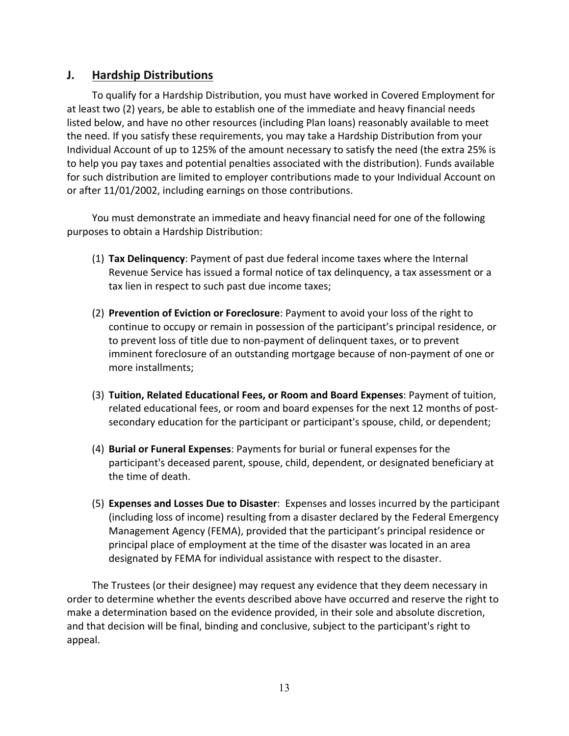## J. Hardship Distributions

To qualify for a Hardship Distribution, you must have worked in Covered Employment for at least two (2) years, be able to establish one of the immediate and heavy financial needs listed below, and have no other resources (including Plan loans) reasonably available to meet the need. If you satisfy these requirements, you may take a Hardship Distribution from your Individual Account of up to 125% of the amount necessary to satisfy the need (the extra 25% is to help you pay taxes and potential penalties associated with the distribution). Funds available for such distribution are limited to employer contributions made to your Individual Account on or after 11/01/2002, including earnings on those contributions.

You must demonstrate an immediate and heavy financial need for one of the following purposes to obtain a Hardship Distribution:

(1) **Tax Delinquency**: Payment of past due federal income taxes where the Internal Revenue Service has issued a formal notice of tax delinquency, a tax assessment or a tax lien in respect to such past due income taxes;

(2) **Prevention of Eviction or Foreclosure**: Payment to avoid your loss of the right to continue to occupy or remain in possession of the participant's principal residence, or to prevent loss of title due to non-payment of delinquent taxes, or to prevent imminent foreclosure of an outstanding mortgage because of non-payment of one or more installments;

(3) **Tuition, Related Educational Fees, or Room and Board Expenses**: Payment of tuition, related educational fees, or room and board expenses for the next 12 months of post-secondary education for the participant or participant's spouse, child, or dependent;

(4) **Burial or Funeral Expenses**: Payments for burial or funeral expenses for the participant's deceased parent, spouse, child, dependent, or designated beneficiary at the time of death.

(5) **Expenses and Losses Due to Disaster**: Expenses and losses incurred by the participant (including loss of income) resulting from a disaster declared by the Federal Emergency Management Agency (FEMA), provided that the participant's principal residence or principal place of employment at the time of the disaster was located in an area designated by FEMA for individual assistance with respect to the disaster.

The Trustees (or their designee) may request any evidence that they deem necessary in order to determine whether the events described above have occurred and reserve the right to make a determination based on the evidence provided, in their sole and absolute discretion, and that decision will be final, binding and conclusive, subject to the participant's right to appeal.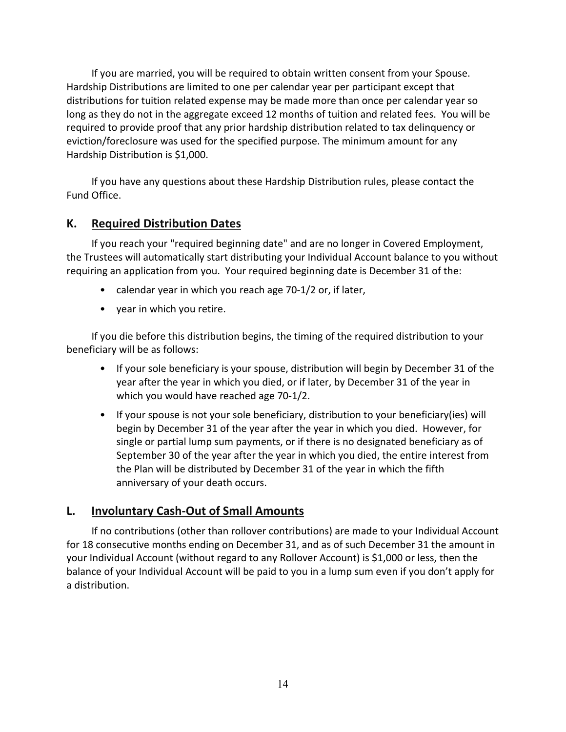If you are married, you will be required to obtain written consent from your Spouse. Hardship Distributions are limited to one per calendar year per participant except that distributions for tuition related expense may be made more than once per calendar year so long as they do not in the aggregate exceed 12 months of tuition and related fees. You will be required to provide proof that any prior hardship distribution related to tax delinquency or eviction/foreclosure was used for the specified purpose. The minimum amount for any Hardship Distribution is $1,000.

If you have any questions about these Hardship Distribution rules, please contact the Fund Office.

## K. Required Distribution Dates

If you reach your "required beginning date" and are no longer in Covered Employment, the Trustees will automatically start distributing your Individual Account balance to you without requiring an application from you. Your required beginning date is December 31 of the:

- calendar year in which you reach age 70-1/2 or, if later,
- year in which you retire.

If you die before this distribution begins, the timing of the required distribution to your beneficiary will be as follows:

- If your sole beneficiary is your spouse, distribution will begin by December 31 of the year after the year in which you died, or if later, by December 31 of the year in which you would have reached age 70-1/2.
- If your spouse is not your sole beneficiary, distribution to your beneficiary(ies) will begin by December 31 of the year after the year in which you died. However, for single or partial lump sum payments, or if there is no designated beneficiary as of September 30 of the year after the year in which you died, the entire interest from the Plan will be distributed by December 31 of the year in which the fifth anniversary of your death occurs.

## L. Involuntary Cash-Out of Small Amounts

If no contributions (other than rollover contributions) are made to your Individual Account for 18 consecutive months ending on December 31, and as of such December 31 the amount in your Individual Account (without regard to any Rollover Account) is $1,000 or less, then the balance of your Individual Account will be paid to you in a lump sum even if you don't apply for a distribution.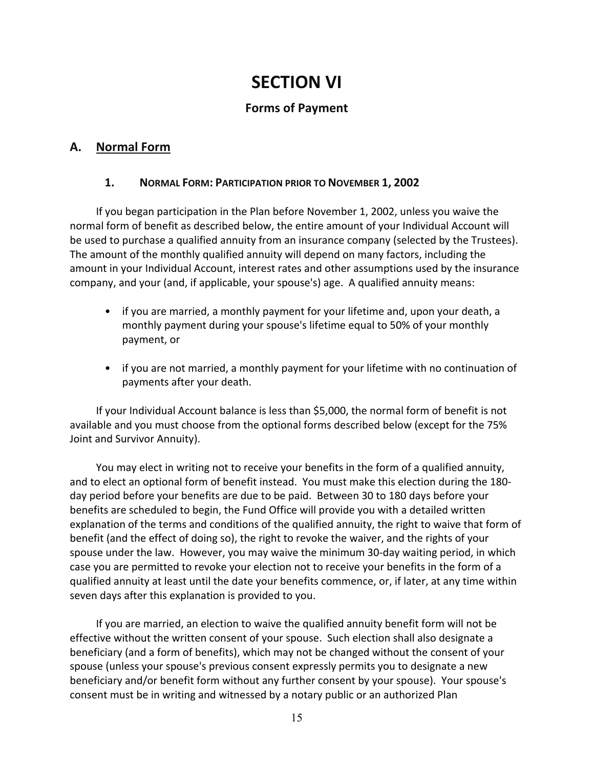# SECTION VI

## Forms of Payment

### A. Normal Form

#### 1. NORMAL FORM: PARTICIPATION PRIOR TO NOVEMBER 1, 2002

If you began participation in the Plan before November 1, 2002, unless you waive the normal form of benefit as described below, the entire amount of your Individual Account will be used to purchase a qualified annuity from an insurance company (selected by the Trustees). The amount of the monthly qualified annuity will depend on many factors, including the amount in your Individual Account, interest rates and other assumptions used by the insurance company, and your (and, if applicable, your spouse's) age. A qualified annuity means:

- if you are married, a monthly payment for your lifetime and, upon your death, a monthly payment during your spouse's lifetime equal to 50% of your monthly payment, or
- if you are not married, a monthly payment for your lifetime with no continuation of payments after your death.

If your Individual Account balance is less than $5,000, the normal form of benefit is not available and you must choose from the optional forms described below (except for the 75% Joint and Survivor Annuity).

You may elect in writing not to receive your benefits in the form of a qualified annuity, and to elect an optional form of benefit instead. You must make this election during the 180-day period before your benefits are due to be paid. Between 30 to 180 days before your benefits are scheduled to begin, the Fund Office will provide you with a detailed written explanation of the terms and conditions of the qualified annuity, the right to waive that form of benefit (and the effect of doing so), the right to revoke the waiver, and the rights of your spouse under the law. However, you may waive the minimum 30-day waiting period, in which case you are permitted to revoke your election not to receive your benefits in the form of a qualified annuity at least until the date your benefits commence, or, if later, at any time within seven days after this explanation is provided to you.

If you are married, an election to waive the qualified annuity benefit form will not be effective without the written consent of your spouse. Such election shall also designate a beneficiary (and a form of benefits), which may not be changed without the consent of your spouse (unless your spouse's previous consent expressly permits you to designate a new beneficiary and/or benefit form without any further consent by your spouse). Your spouse's consent must be in writing and witnessed by a notary public or an authorized Plan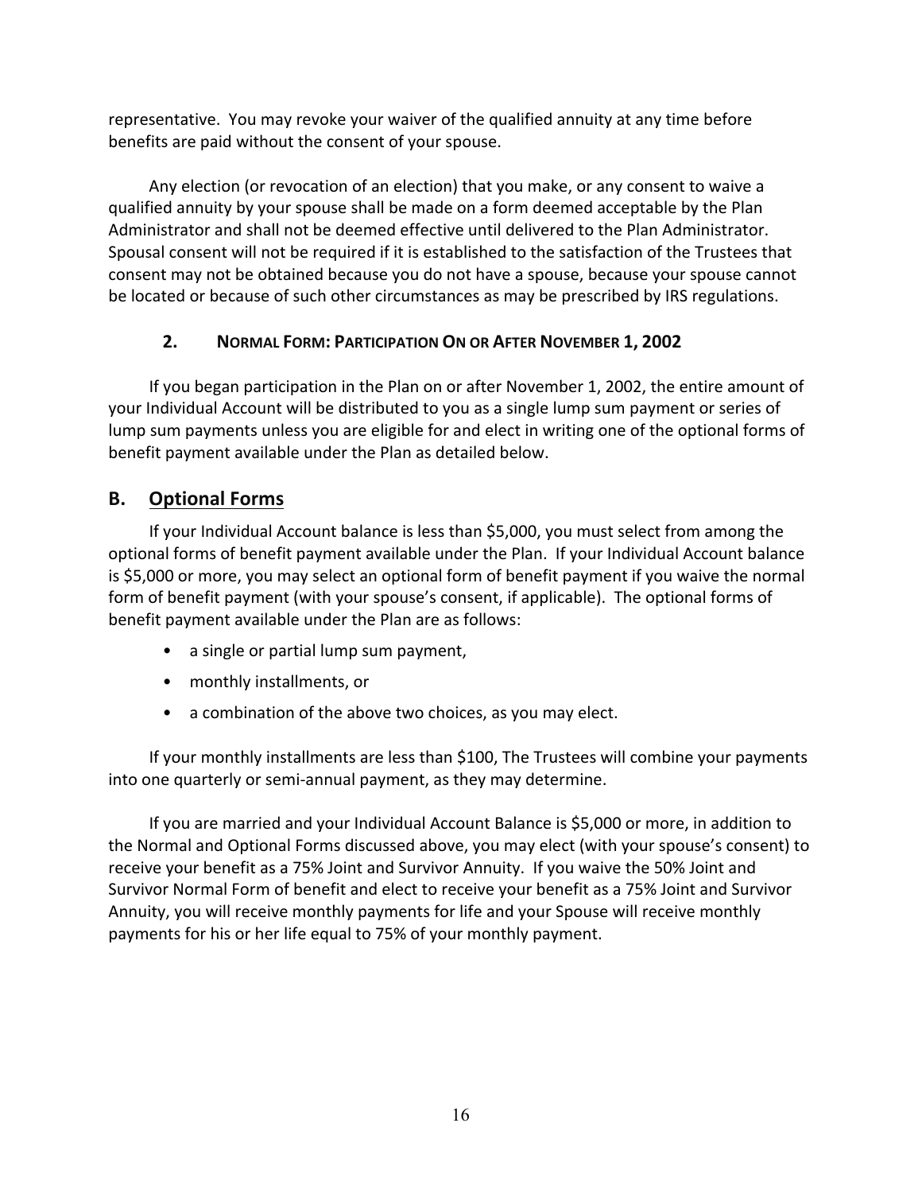representative. You may revoke your waiver of the qualified annuity at any time before benefits are paid without the consent of your spouse.

Any election (or revocation of an election) that you make, or any consent to waive a qualified annuity by your spouse shall be made on a form deemed acceptable by the Plan Administrator and shall not be deemed effective until delivered to the Plan Administrator. Spousal consent will not be required if it is established to the satisfaction of the Trustees that consent may not be obtained because you do not have a spouse, because your spouse cannot be located or because of such other circumstances as may be prescribed by IRS regulations.

### 2. NORMAL FORM: PARTICIPATION ON OR AFTER NOVEMBER 1, 2002

If you began participation in the Plan on or after November 1, 2002, the entire amount of your Individual Account will be distributed to you as a single lump sum payment or series of lump sum payments unless you are eligible for and elect in writing one of the optional forms of benefit payment available under the Plan as detailed below.

## B. Optional Forms

If your Individual Account balance is less than $5,000, you must select from among the optional forms of benefit payment available under the Plan. If your Individual Account balance is $5,000 or more, you may select an optional form of benefit payment if you waive the normal form of benefit payment (with your spouse's consent, if applicable). The optional forms of benefit payment available under the Plan are as follows:

- a single or partial lump sum payment,
- monthly installments, or
- a combination of the above two choices, as you may elect.

If your monthly installments are less than $100, The Trustees will combine your payments into one quarterly or semi-annual payment, as they may determine.

If you are married and your Individual Account Balance is $5,000 or more, in addition to the Normal and Optional Forms discussed above, you may elect (with your spouse's consent) to receive your benefit as a 75% Joint and Survivor Annuity. If you waive the 50% Joint and Survivor Normal Form of benefit and elect to receive your benefit as a 75% Joint and Survivor Annuity, you will receive monthly payments for life and your Spouse will receive monthly payments for his or her life equal to 75% of your monthly payment.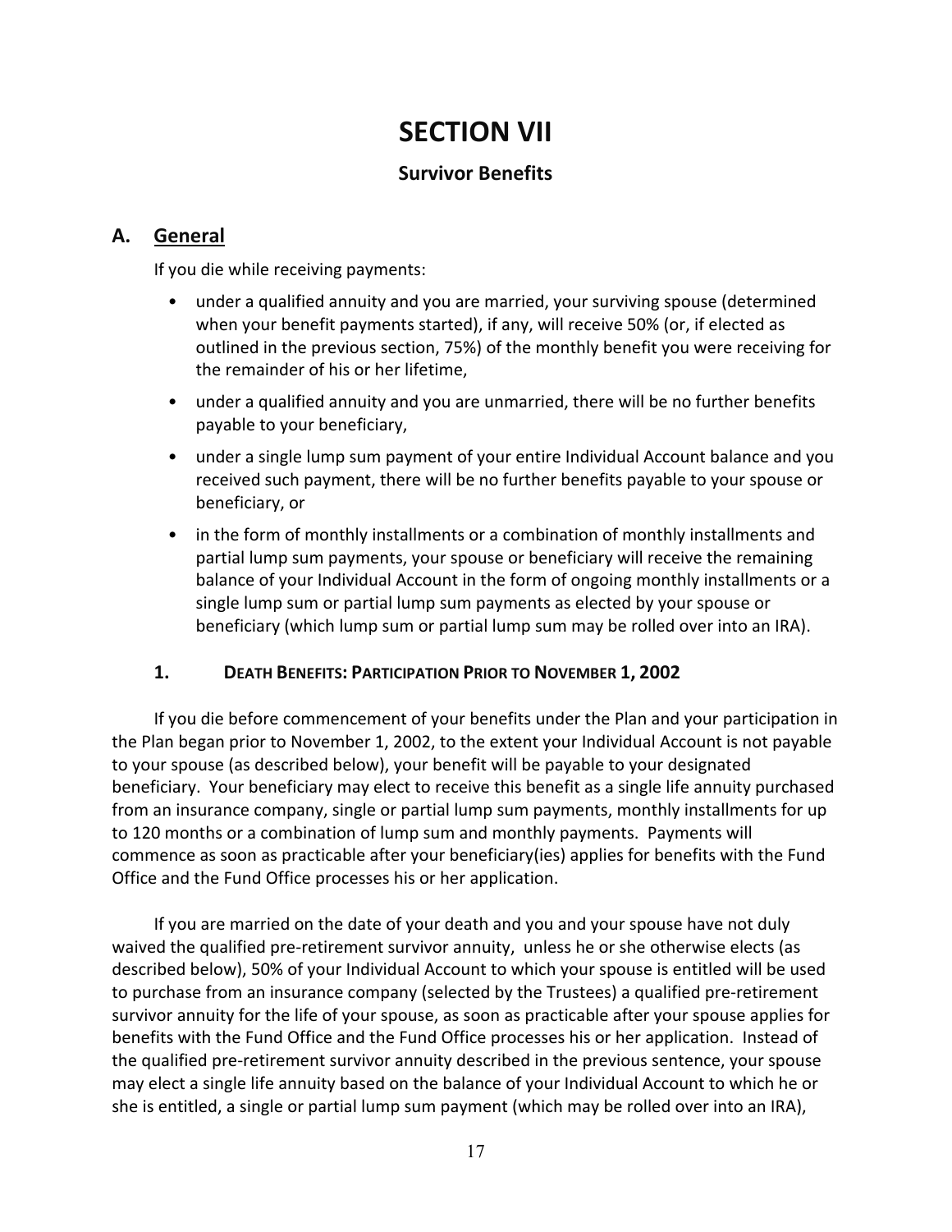# SECTION VII

## Survivor Benefits

## A. <u>General</u>

If you die while receiving payments:

- under a qualified annuity and you are married, your surviving spouse (determined when your benefit payments started), if any, will receive 50% (or, if elected as outlined in the previous section, 75%) of the monthly benefit you were receiving for the remainder of his or her lifetime,
- under a qualified annuity and you are unmarried, there will be no further benefits payable to your beneficiary,
- under a single lump sum payment of your entire Individual Account balance and you received such payment, there will be no further benefits payable to your spouse or beneficiary, or
- in the form of monthly installments or a combination of monthly installments and partial lump sum payments, your spouse or beneficiary will receive the remaining balance of your Individual Account in the form of ongoing monthly installments or a single lump sum or partial lump sum payments as elected by your spouse or beneficiary (which lump sum or partial lump sum may be rolled over into an IRA).

### 1. DEATH BENEFITS: PARTICIPATION PRIOR TO NOVEMBER 1, 2002

If you die before commencement of your benefits under the Plan and your participation in the Plan began prior to November 1, 2002, to the extent your Individual Account is not payable to your spouse (as described below), your benefit will be payable to your designated beneficiary. Your beneficiary may elect to receive this benefit as a single life annuity purchased from an insurance company, single or partial lump sum payments, monthly installments for up to 120 months or a combination of lump sum and monthly payments. Payments will commence as soon as practicable after your beneficiary(ies) applies for benefits with the Fund Office and the Fund Office processes his or her application.

If you are married on the date of your death and you and your spouse have not duly waived the qualified pre-retirement survivor annuity, unless he or she otherwise elects (as described below), 50% of your Individual Account to which your spouse is entitled will be used to purchase from an insurance company (selected by the Trustees) a qualified pre-retirement survivor annuity for the life of your spouse, as soon as practicable after your spouse applies for benefits with the Fund Office and the Fund Office processes his or her application. Instead of the qualified pre-retirement survivor annuity described in the previous sentence, your spouse may elect a single life annuity based on the balance of your Individual Account to which he or she is entitled, a single or partial lump sum payment (which may be rolled over into an IRA),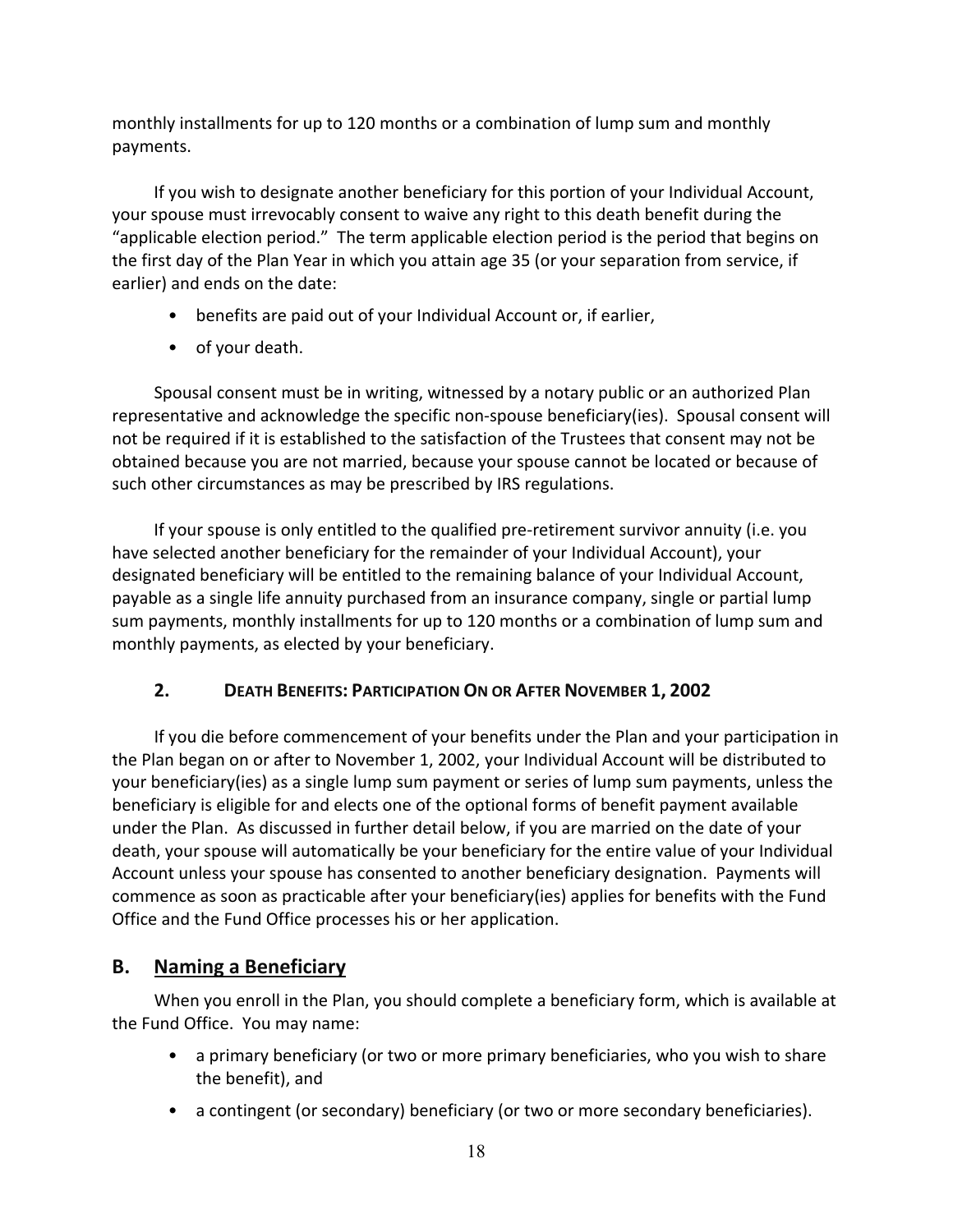monthly installments for up to 120 months or a combination of lump sum and monthly payments.

If you wish to designate another beneficiary for this portion of your Individual Account, your spouse must irrevocably consent to waive any right to this death benefit during the "applicable election period." The term applicable election period is the period that begins on the first day of the Plan Year in which you attain age 35 (or your separation from service, if earlier) and ends on the date:

- benefits are paid out of your Individual Account or, if earlier,
- of your death.

Spousal consent must be in writing, witnessed by a notary public or an authorized Plan representative and acknowledge the specific non-spouse beneficiary(ies). Spousal consent will not be required if it is established to the satisfaction of the Trustees that consent may not be obtained because you are not married, because your spouse cannot be located or because of such other circumstances as may be prescribed by IRS regulations.

If your spouse is only entitled to the qualified pre-retirement survivor annuity (i.e. you have selected another beneficiary for the remainder of your Individual Account), your designated beneficiary will be entitled to the remaining balance of your Individual Account, payable as a single life annuity purchased from an insurance company, single or partial lump sum payments, monthly installments for up to 120 months or a combination of lump sum and monthly payments, as elected by your beneficiary.

### 2. DEATH BENEFITS: PARTICIPATION ON OR AFTER NOVEMBER 1, 2002

If you die before commencement of your benefits under the Plan and your participation in the Plan began on or after to November 1, 2002, your Individual Account will be distributed to your beneficiary(ies) as a single lump sum payment or series of lump sum payments, unless the beneficiary is eligible for and elects one of the optional forms of benefit payment available under the Plan. As discussed in further detail below, if you are married on the date of your death, your spouse will automatically be your beneficiary for the entire value of your Individual Account unless your spouse has consented to another beneficiary designation. Payments will commence as soon as practicable after your beneficiary(ies) applies for benefits with the Fund Office and the Fund Office processes his or her application.

## B. <u>Naming a Beneficiary</u>

When you enroll in the Plan, you should complete a beneficiary form, which is available at the Fund Office. You may name:

- a primary beneficiary (or two or more primary beneficiaries, who you wish to share the benefit), and
- a contingent (or secondary) beneficiary (or two or more secondary beneficiaries).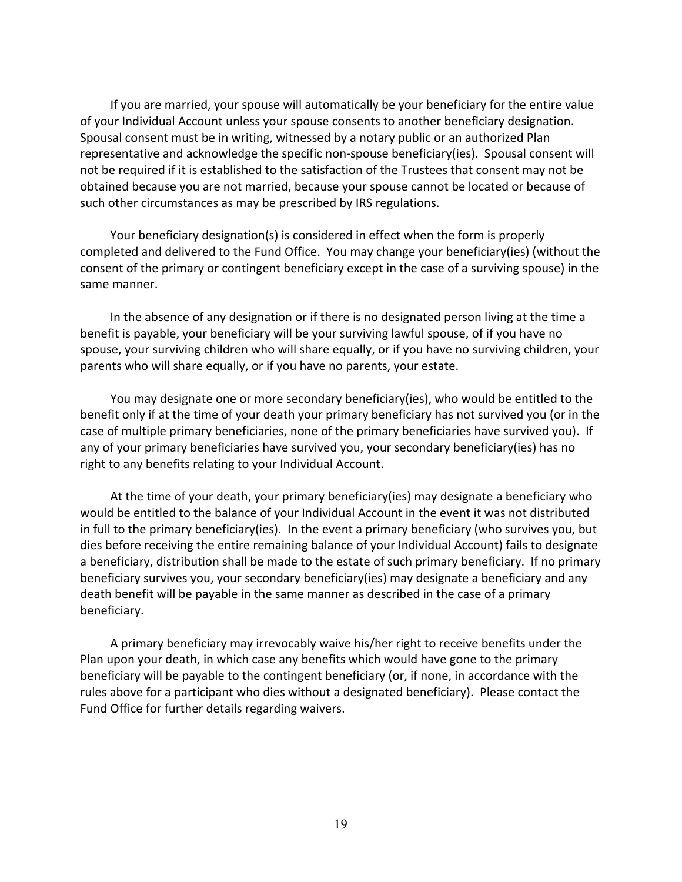If you are married, your spouse will automatically be your beneficiary for the entire value of your Individual Account unless your spouse consents to another beneficiary designation. Spousal consent must be in writing, witnessed by a notary public or an authorized Plan representative and acknowledge the specific non-spouse beneficiary(ies). Spousal consent will not be required if it is established to the satisfaction of the Trustees that consent may not be obtained because you are not married, because your spouse cannot be located or because of such other circumstances as may be prescribed by IRS regulations.

Your beneficiary designation(s) is considered in effect when the form is properly completed and delivered to the Fund Office. You may change your beneficiary(ies) (without the consent of the primary or contingent beneficiary except in the case of a surviving spouse) in the same manner.

In the absence of any designation or if there is no designated person living at the time a benefit is payable, your beneficiary will be your surviving lawful spouse, of if you have no spouse, your surviving children who will share equally, or if you have no surviving children, your parents who will share equally, or if you have no parents, your estate.

You may designate one or more secondary beneficiary(ies), who would be entitled to the benefit only if at the time of your death your primary beneficiary has not survived you (or in the case of multiple primary beneficiaries, none of the primary beneficiaries have survived you). If any of your primary beneficiaries have survived you, your secondary beneficiary(ies) has no right to any benefits relating to your Individual Account.

At the time of your death, your primary beneficiary(ies) may designate a beneficiary who would be entitled to the balance of your Individual Account in the event it was not distributed in full to the primary beneficiary(ies). In the event a primary beneficiary (who survives you, but dies before receiving the entire remaining balance of your Individual Account) fails to designate a beneficiary, distribution shall be made to the estate of such primary beneficiary. If no primary beneficiary survives you, your secondary beneficiary(ies) may designate a beneficiary and any death benefit will be payable in the same manner as described in the case of a primary beneficiary.

A primary beneficiary may irrevocably waive his/her right to receive benefits under the Plan upon your death, in which case any benefits which would have gone to the primary beneficiary will be payable to the contingent beneficiary (or, if none, in accordance with the rules above for a participant who dies without a designated beneficiary). Please contact the Fund Office for further details regarding waivers.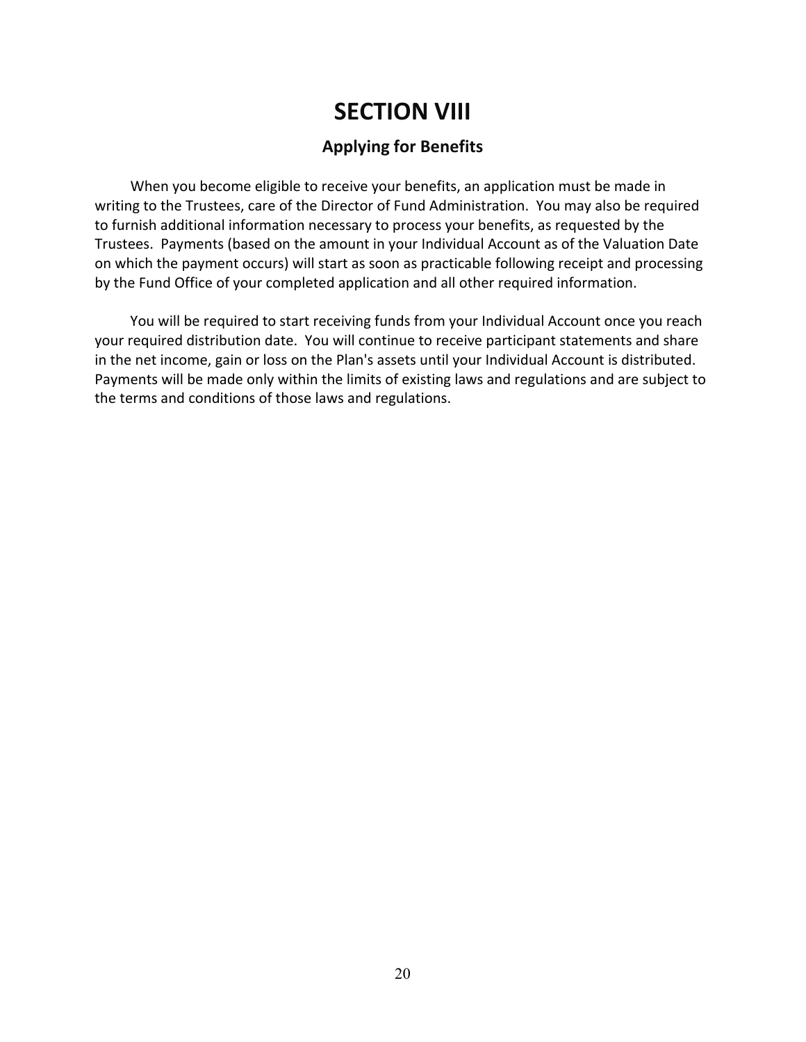# SECTION VIII

## Applying for Benefits

When you become eligible to receive your benefits, an application must be made in writing to the Trustees, care of the Director of Fund Administration. You may also be required to furnish additional information necessary to process your benefits, as requested by the Trustees. Payments (based on the amount in your Individual Account as of the Valuation Date on which the payment occurs) will start as soon as practicable following receipt and processing by the Fund Office of your completed application and all other required information.

You will be required to start receiving funds from your Individual Account once you reach your required distribution date. You will continue to receive participant statements and share in the net income, gain or loss on the Plan's assets until your Individual Account is distributed. Payments will be made only within the limits of existing laws and regulations and are subject to the terms and conditions of those laws and regulations.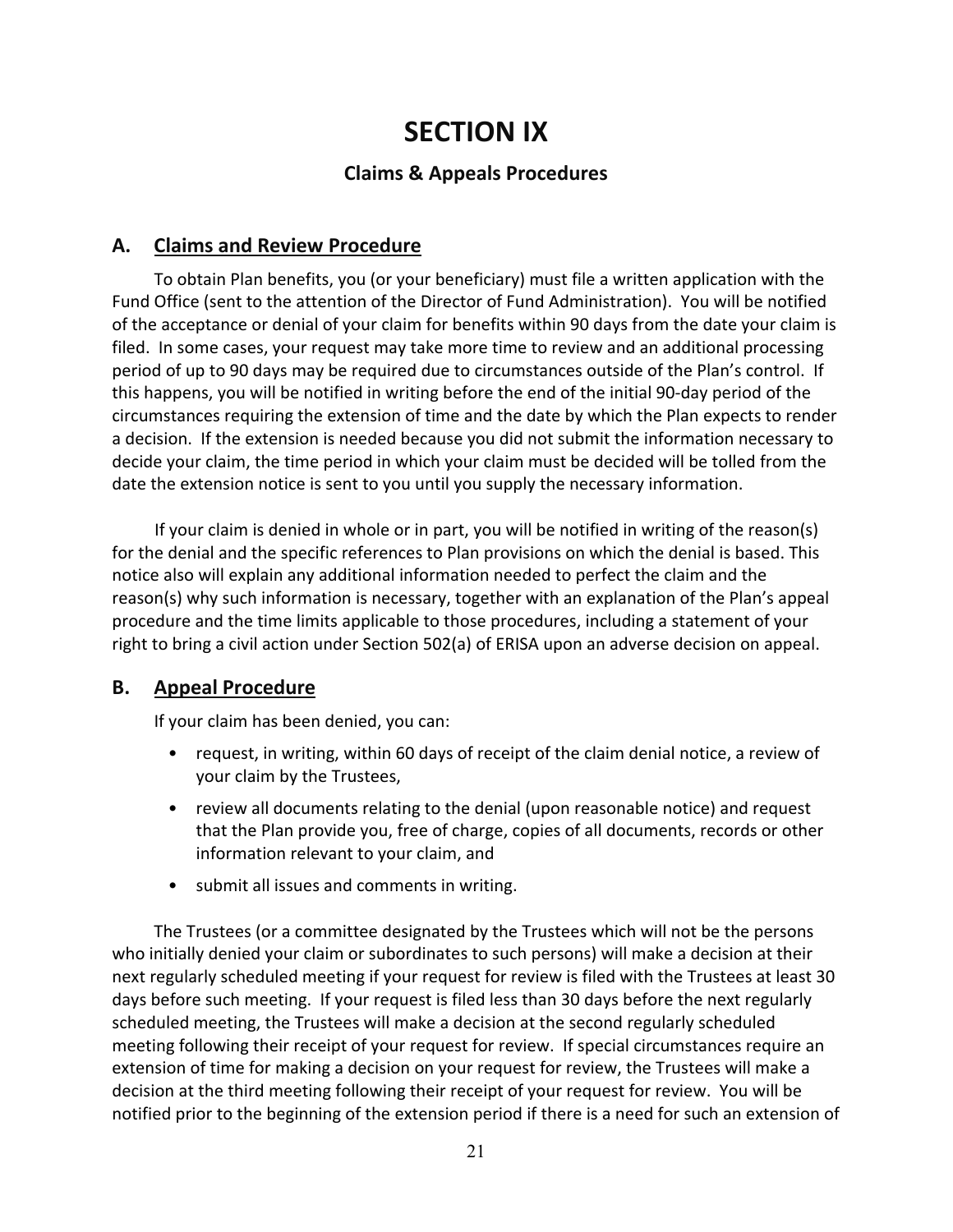# SECTION IX

## Claims & Appeals Procedures

### A. Claims and Review Procedure

To obtain Plan benefits, you (or your beneficiary) must file a written application with the Fund Office (sent to the attention of the Director of Fund Administration). You will be notified of the acceptance or denial of your claim for benefits within 90 days from the date your claim is filed. In some cases, your request may take more time to review and an additional processing period of up to 90 days may be required due to circumstances outside of the Plan's control. If this happens, you will be notified in writing before the end of the initial 90-day period of the circumstances requiring the extension of time and the date by which the Plan expects to render a decision. If the extension is needed because you did not submit the information necessary to decide your claim, the time period in which your claim must be decided will be tolled from the date the extension notice is sent to you until you supply the necessary information.

If your claim is denied in whole or in part, you will be notified in writing of the reason(s) for the denial and the specific references to Plan provisions on which the denial is based. This notice also will explain any additional information needed to perfect the claim and the reason(s) why such information is necessary, together with an explanation of the Plan's appeal procedure and the time limits applicable to those procedures, including a statement of your right to bring a civil action under Section 502(a) of ERISA upon an adverse decision on appeal.

### B. Appeal Procedure

If your claim has been denied, you can:

- request, in writing, within 60 days of receipt of the claim denial notice, a review of your claim by the Trustees,
- review all documents relating to the denial (upon reasonable notice) and request that the Plan provide you, free of charge, copies of all documents, records or other information relevant to your claim, and
- submit all issues and comments in writing.

The Trustees (or a committee designated by the Trustees which will not be the persons who initially denied your claim or subordinates to such persons) will make a decision at their next regularly scheduled meeting if your request for review is filed with the Trustees at least 30 days before such meeting. If your request is filed less than 30 days before the next regularly scheduled meeting, the Trustees will make a decision at the second regularly scheduled meeting following their receipt of your request for review. If special circumstances require an extension of time for making a decision on your request for review, the Trustees will make a decision at the third meeting following their receipt of your request for review. You will be notified prior to the beginning of the extension period if there is a need for such an extension of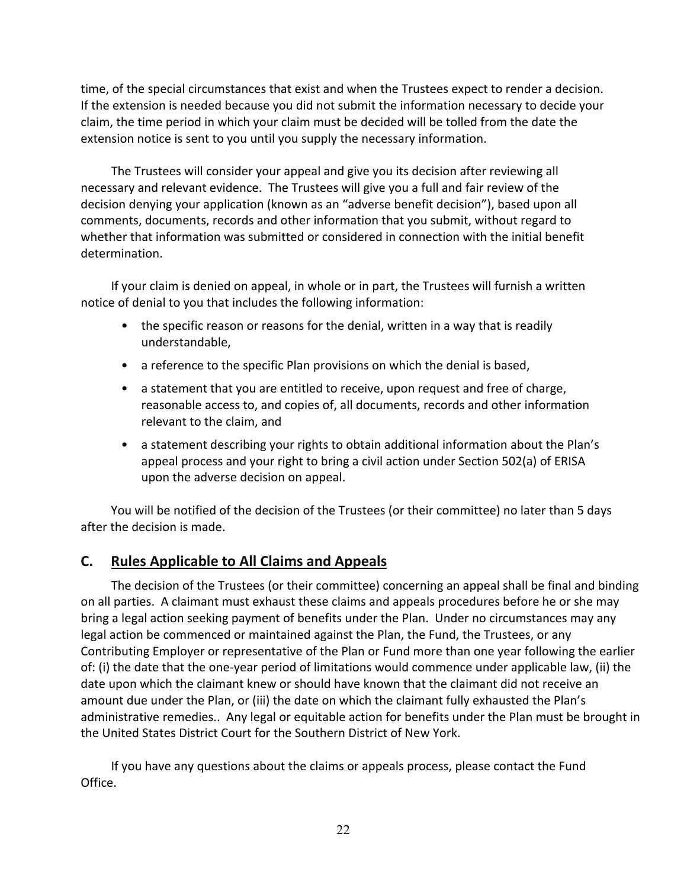time, of the special circumstances that exist and when the Trustees expect to render a decision. If the extension is needed because you did not submit the information necessary to decide your claim, the time period in which your claim must be decided will be tolled from the date the extension notice is sent to you until you supply the necessary information.

The Trustees will consider your appeal and give you its decision after reviewing all necessary and relevant evidence. The Trustees will give you a full and fair review of the decision denying your application (known as an "adverse benefit decision"), based upon all comments, documents, records and other information that you submit, without regard to whether that information was submitted or considered in connection with the initial benefit determination.

If your claim is denied on appeal, in whole or in part, the Trustees will furnish a written notice of denial to you that includes the following information:

- the specific reason or reasons for the denial, written in a way that is readily understandable,
- a reference to the specific Plan provisions on which the denial is based,
- a statement that you are entitled to receive, upon request and free of charge, reasonable access to, and copies of, all documents, records and other information relevant to the claim, and
- a statement describing your rights to obtain additional information about the Plan's appeal process and your right to bring a civil action under Section 502(a) of ERISA upon the adverse decision on appeal.

You will be notified of the decision of the Trustees (or their committee) no later than 5 days after the decision is made.

## C. Rules Applicable to All Claims and Appeals

The decision of the Trustees (or their committee) concerning an appeal shall be final and binding on all parties. A claimant must exhaust these claims and appeals procedures before he or she may bring a legal action seeking payment of benefits under the Plan. Under no circumstances may any legal action be commenced or maintained against the Plan, the Fund, the Trustees, or any Contributing Employer or representative of the Plan or Fund more than one year following the earlier of: (i) the date that the one-year period of limitations would commence under applicable law, (ii) the date upon which the claimant knew or should have known that the claimant did not receive an amount due under the Plan, or (iii) the date on which the claimant fully exhausted the Plan's administrative remedies.. Any legal or equitable action for benefits under the Plan must be brought in the United States District Court for the Southern District of New York.

If you have any questions about the claims or appeals process, please contact the Fund Office.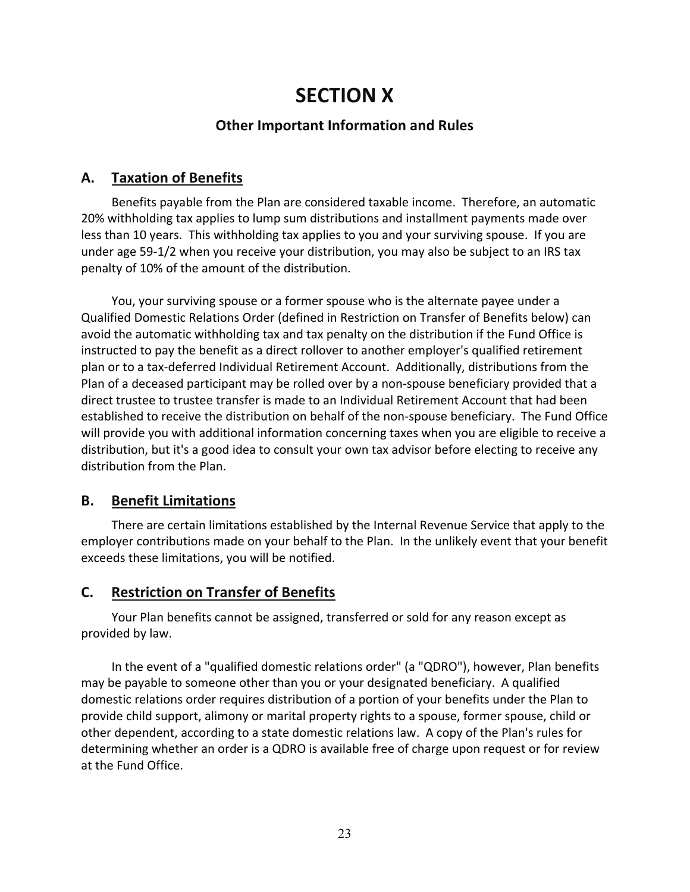# SECTION X

## Other Important Information and Rules

### A. Taxation of Benefits

Benefits payable from the Plan are considered taxable income. Therefore, an automatic 20% withholding tax applies to lump sum distributions and installment payments made over less than 10 years. This withholding tax applies to you and your surviving spouse. If you are under age 59-1/2 when you receive your distribution, you may also be subject to an IRS tax penalty of 10% of the amount of the distribution.

You, your surviving spouse or a former spouse who is the alternate payee under a Qualified Domestic Relations Order (defined in Restriction on Transfer of Benefits below) can avoid the automatic withholding tax and tax penalty on the distribution if the Fund Office is instructed to pay the benefit as a direct rollover to another employer's qualified retirement plan or to a tax-deferred Individual Retirement Account. Additionally, distributions from the Plan of a deceased participant may be rolled over by a non-spouse beneficiary provided that a direct trustee to trustee transfer is made to an Individual Retirement Account that had been established to receive the distribution on behalf of the non-spouse beneficiary. The Fund Office will provide you with additional information concerning taxes when you are eligible to receive a distribution, but it's a good idea to consult your own tax advisor before electing to receive any distribution from the Plan.

### B. Benefit Limitations

There are certain limitations established by the Internal Revenue Service that apply to the employer contributions made on your behalf to the Plan. In the unlikely event that your benefit exceeds these limitations, you will be notified.

### C. Restriction on Transfer of Benefits

Your Plan benefits cannot be assigned, transferred or sold for any reason except as provided by law.

In the event of a "qualified domestic relations order" (a "QDRO"), however, Plan benefits may be payable to someone other than you or your designated beneficiary. A qualified domestic relations order requires distribution of a portion of your benefits under the Plan to provide child support, alimony or marital property rights to a spouse, former spouse, child or other dependent, according to a state domestic relations law. A copy of the Plan's rules for determining whether an order is a QDRO is available free of charge upon request or for review at the Fund Office.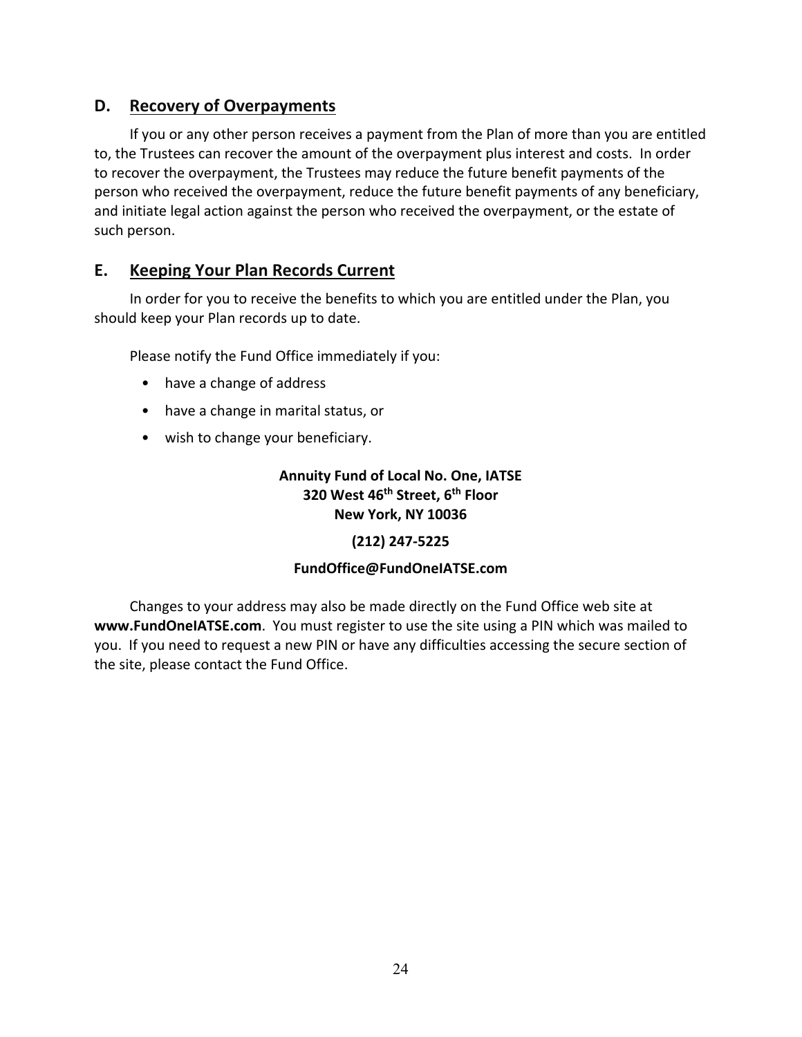## D. Recovery of Overpayments

If you or any other person receives a payment from the Plan of more than you are entitled to, the Trustees can recover the amount of the overpayment plus interest and costs. In order to recover the overpayment, the Trustees may reduce the future benefit payments of the person who received the overpayment, reduce the future benefit payments of any beneficiary, and initiate legal action against the person who received the overpayment, or the estate of such person.

## E. Keeping Your Plan Records Current

In order for you to receive the benefits to which you are entitled under the Plan, you should keep your Plan records up to date.

Please notify the Fund Office immediately if you:

- have a change of address
- have a change in marital status, or
- wish to change your beneficiary.

**Annuity Fund of Local No. One, IATSE**
**320 West 46th Street, 6th Floor**
**New York, NY 10036**

**(212) 247-5225**

**FundOffice@FundOneIATSE.com**

Changes to your address may also be made directly on the Fund Office web site at **www.FundOneIATSE.com**. You must register to use the site using a PIN which was mailed to you. If you need to request a new PIN or have any difficulties accessing the secure section of the site, please contact the Fund Office.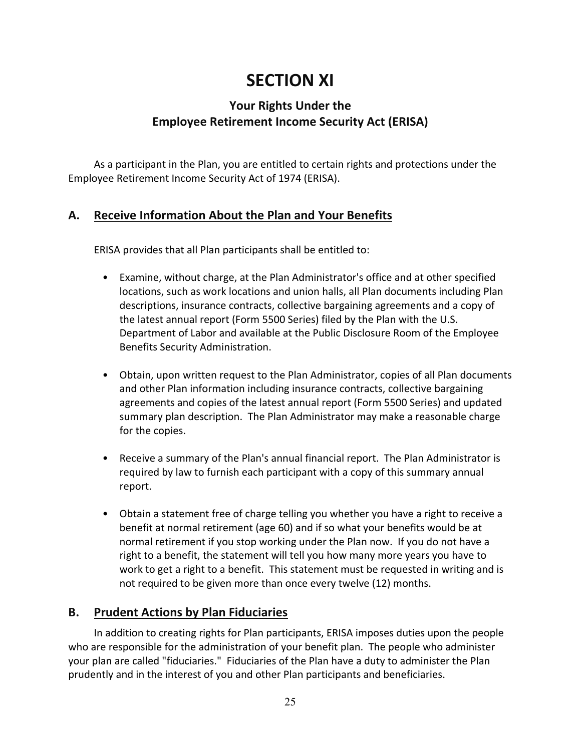# SECTION XI

## Your Rights Under the Employee Retirement Income Security Act (ERISA)

As a participant in the Plan, you are entitled to certain rights and protections under the Employee Retirement Income Security Act of 1974 (ERISA).

### A. Receive Information About the Plan and Your Benefits

ERISA provides that all Plan participants shall be entitled to:

- Examine, without charge, at the Plan Administrator's office and at other specified locations, such as work locations and union halls, all Plan documents including Plan descriptions, insurance contracts, collective bargaining agreements and a copy of the latest annual report (Form 5500 Series) filed by the Plan with the U.S. Department of Labor and available at the Public Disclosure Room of the Employee Benefits Security Administration.

- Obtain, upon written request to the Plan Administrator, copies of all Plan documents and other Plan information including insurance contracts, collective bargaining agreements and copies of the latest annual report (Form 5500 Series) and updated summary plan description. The Plan Administrator may make a reasonable charge for the copies.

- Receive a summary of the Plan's annual financial report. The Plan Administrator is required by law to furnish each participant with a copy of this summary annual report.

- Obtain a statement free of charge telling you whether you have a right to receive a benefit at normal retirement (age 60) and if so what your benefits would be at normal retirement if you stop working under the Plan now. If you do not have a right to a benefit, the statement will tell you how many more years you have to work to get a right to a benefit. This statement must be requested in writing and is not required to be given more than once every twelve (12) months.

### B. Prudent Actions by Plan Fiduciaries

In addition to creating rights for Plan participants, ERISA imposes duties upon the people who are responsible for the administration of your benefit plan. The people who administer your plan are called "fiduciaries." Fiduciaries of the Plan have a duty to administer the Plan prudently and in the interest of you and other Plan participants and beneficiaries.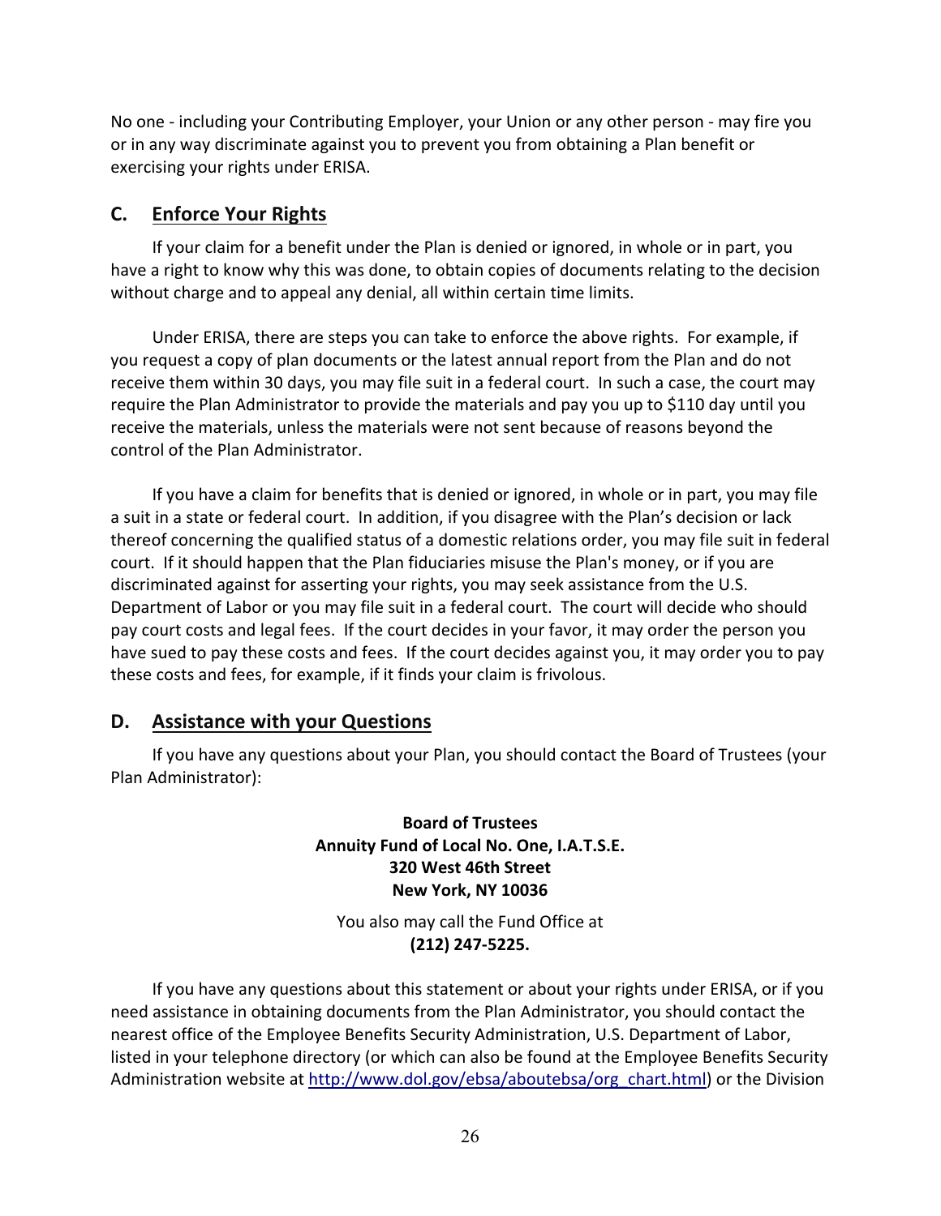No one - including your Contributing Employer, your Union or any other person - may fire you or in any way discriminate against you to prevent you from obtaining a Plan benefit or exercising your rights under ERISA.

## C. Enforce Your Rights

If your claim for a benefit under the Plan is denied or ignored, in whole or in part, you have a right to know why this was done, to obtain copies of documents relating to the decision without charge and to appeal any denial, all within certain time limits.

Under ERISA, there are steps you can take to enforce the above rights. For example, if you request a copy of plan documents or the latest annual report from the Plan and do not receive them within 30 days, you may file suit in a federal court. In such a case, the court may require the Plan Administrator to provide the materials and pay you up to $110 day until you receive the materials, unless the materials were not sent because of reasons beyond the control of the Plan Administrator.

If you have a claim for benefits that is denied or ignored, in whole or in part, you may file a suit in a state or federal court. In addition, if you disagree with the Plan's decision or lack thereof concerning the qualified status of a domestic relations order, you may file suit in federal court. If it should happen that the Plan fiduciaries misuse the Plan's money, or if you are discriminated against for asserting your rights, you may seek assistance from the U.S. Department of Labor or you may file suit in a federal court. The court will decide who should pay court costs and legal fees. If the court decides in your favor, it may order the person you have sued to pay these costs and fees. If the court decides against you, it may order you to pay these costs and fees, for example, if it finds your claim is frivolous.

## D. Assistance with your Questions

If you have any questions about your Plan, you should contact the Board of Trustees (your Plan Administrator):

**Board of Trustees**
**Annuity Fund of Local No. One, I.A.T.S.E.**
**320 West 46th Street**
**New York, NY 10036**

You also may call the Fund Office at
**(212) 247-5225.**

If you have any questions about this statement or about your rights under ERISA, or if you need assistance in obtaining documents from the Plan Administrator, you should contact the nearest office of the Employee Benefits Security Administration, U.S. Department of Labor, listed in your telephone directory (or which can also be found at the Employee Benefits Security Administration website at http://www.dol.gov/ebsa/aboutebsa/org_chart.html) or the Division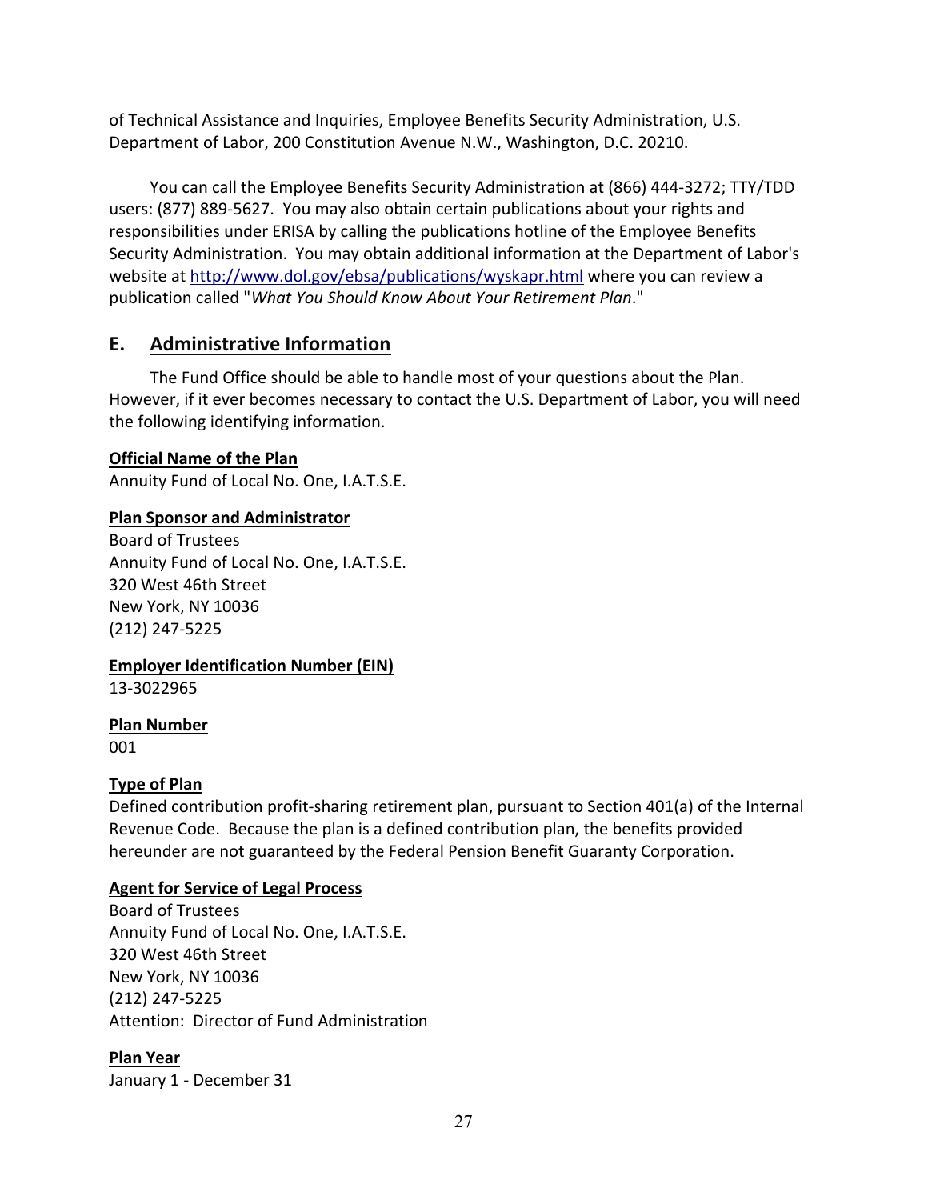of Technical Assistance and Inquiries, Employee Benefits Security Administration, U.S. Department of Labor, 200 Constitution Avenue N.W., Washington, D.C. 20210.

You can call the Employee Benefits Security Administration at (866) 444-3272; TTY/TDD users: (877) 889-5627. You may also obtain certain publications about your rights and responsibilities under ERISA by calling the publications hotline of the Employee Benefits Security Administration. You may obtain additional information at the Department of Labor's website at http://www.dol.gov/ebsa/publications/wyskapr.html where you can review a publication called "*What You Should Know About Your Retirement Plan*."

## E. Administrative Information

The Fund Office should be able to handle most of your questions about the Plan. However, if it ever becomes necessary to contact the U.S. Department of Labor, you will need the following identifying information.

**Official Name of the Plan**
Annuity Fund of Local No. One, I.A.T.S.E.

**Plan Sponsor and Administrator**
Board of Trustees
Annuity Fund of Local No. One, I.A.T.S.E.
320 West 46th Street
New York, NY 10036
(212) 247-5225

**Employer Identification Number (EIN)**
13-3022965

**Plan Number**
001

**Type of Plan**
Defined contribution profit-sharing retirement plan, pursuant to Section 401(a) of the Internal Revenue Code. Because the plan is a defined contribution plan, the benefits provided hereunder are not guaranteed by the Federal Pension Benefit Guaranty Corporation.

**Agent for Service of Legal Process**
Board of Trustees
Annuity Fund of Local No. One, I.A.T.S.E.
320 West 46th Street
New York, NY 10036
(212) 247-5225
Attention: Director of Fund Administration

**Plan Year**
January 1 - December 31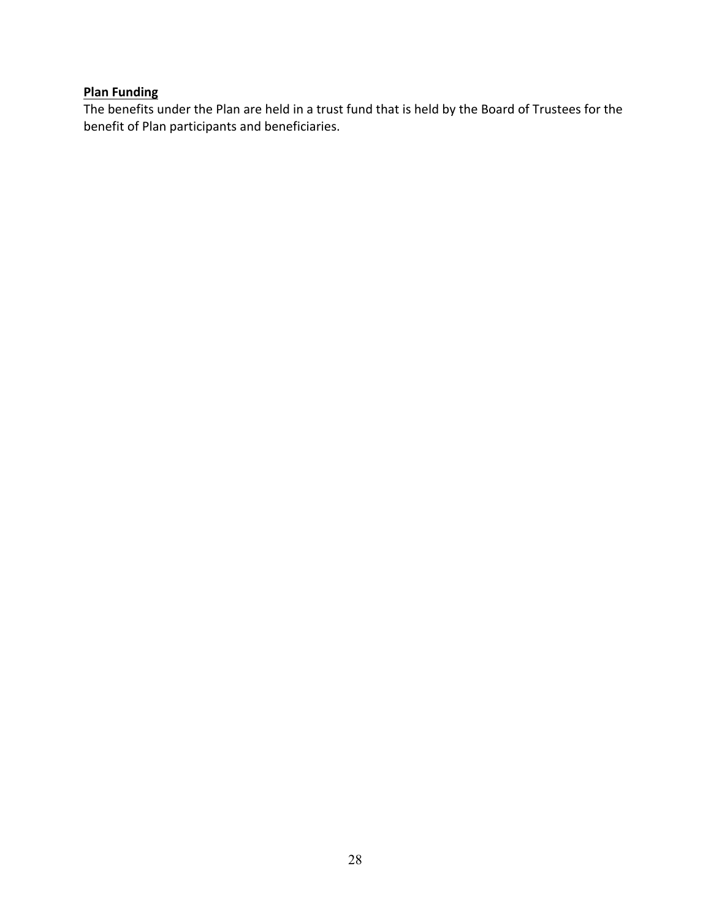**Plan Funding**

The benefits under the Plan are held in a trust fund that is held by the Board of Trustees for the benefit of Plan participants and beneficiaries.